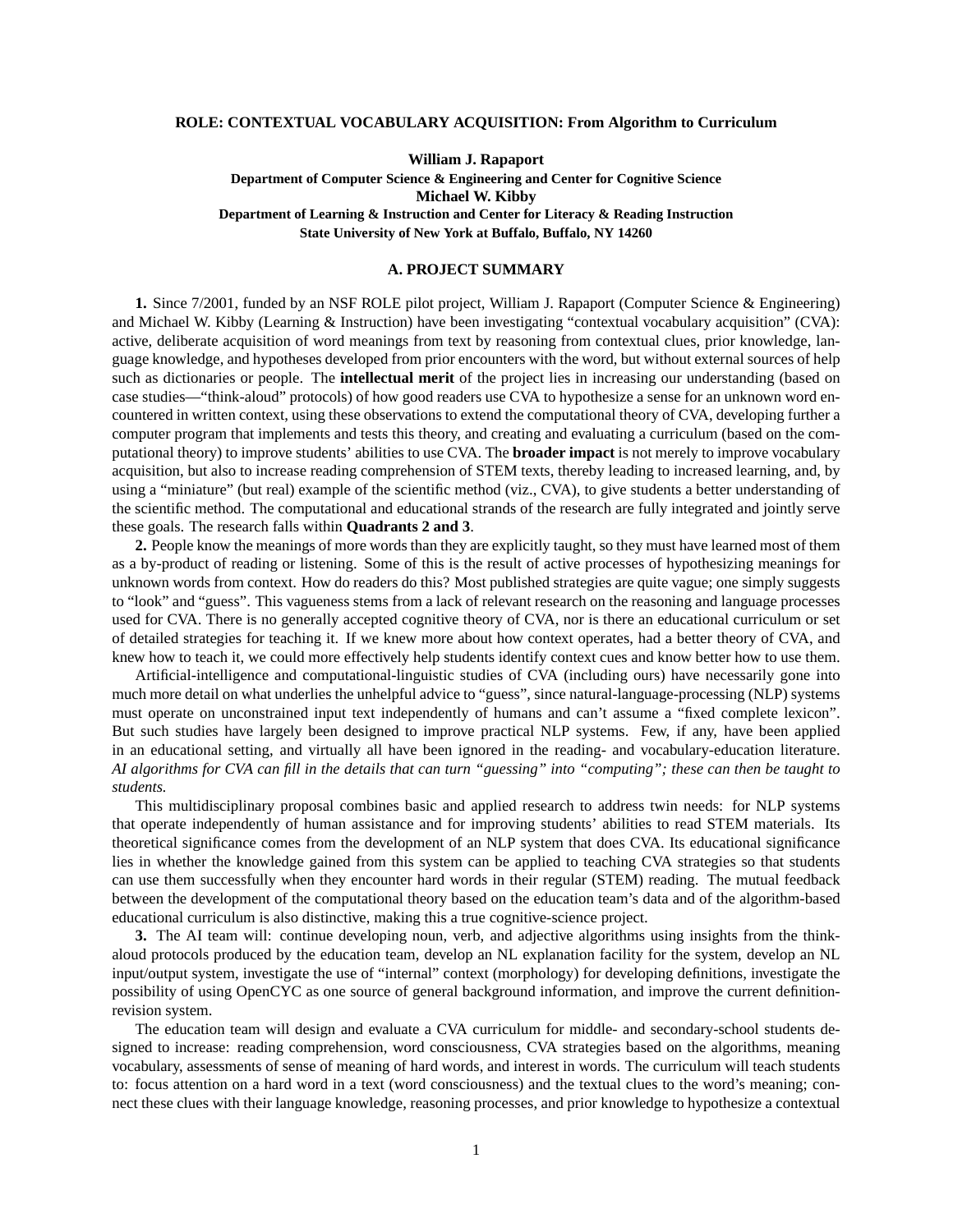# ROLE: CONTEXTUAL VOCABULARY ACQUISITION: From Algorithm to Curriculum

**William J. Rapaport**
**Department of Computer Science & Engineering and Center for Cognitive Science**
**Michael W. Kibby**
**Department of Learning & Instruction and Center for Literacy & Reading Instruction**
**State University of New York at Buffalo, Buffalo, NY 14260**

## A. PROJECT SUMMARY

**1.** Since 7/2001, funded by an NSF ROLE pilot project, William J. Rapaport (Computer Science & Engineering) and Michael W. Kibby (Learning & Instruction) have been investigating "contextual vocabulary acquisition" (CVA): active, deliberate acquisition of word meanings from text by reasoning from contextual clues, prior knowledge, language knowledge, and hypotheses developed from prior encounters with the word, but without external sources of help such as dictionaries or people. The **intellectual merit** of the project lies in increasing our understanding (based on case studies—"think-aloud" protocols) of how good readers use CVA to hypothesize a sense for an unknown word encountered in written context, using these observations to extend the computational theory of CVA, developing further a computer program that implements and tests this theory, and creating and evaluating a curriculum (based on the computational theory) to improve students' abilities to use CVA. The **broader impact** is not merely to improve vocabulary acquisition, but also to increase reading comprehension of STEM texts, thereby leading to increased learning, and, by using a "miniature" (but real) example of the scientific method (viz., CVA), to give students a better understanding of the scientific method. The computational and educational strands of the research are fully integrated and jointly serve these goals. The research falls within **Quadrants 2 and 3**.

**2.** People know the meanings of more words than they are explicitly taught, so they must have learned most of them as a by-product of reading or listening. Some of this is the result of active processes of hypothesizing meanings for unknown words from context. How do readers do this? Most published strategies are quite vague; one simply suggests to "look" and "guess". This vagueness stems from a lack of relevant research on the reasoning and language processes used for CVA. There is no generally accepted cognitive theory of CVA, nor is there an educational curriculum or set of detailed strategies for teaching it. If we knew more about how context operates, had a better theory of CVA, and knew how to teach it, we could more effectively help students identify context cues and know better how to use them.

Artificial-intelligence and computational-linguistic studies of CVA (including ours) have necessarily gone into much more detail on what underlies the unhelpful advice to "guess", since natural-language-processing (NLP) systems must operate on unconstrained input text independently of humans and can't assume a "fixed complete lexicon". But such studies have largely been designed to improve practical NLP systems. Few, if any, have been applied in an educational setting, and virtually all have been ignored in the reading- and vocabulary-education literature. *AI algorithms for CVA can fill in the details that can turn "guessing" into "computing"; these can then be taught to students.*

This multidisciplinary proposal combines basic and applied research to address twin needs: for NLP systems that operate independently of human assistance and for improving students' abilities to read STEM materials. Its theoretical significance comes from the development of an NLP system that does CVA. Its educational significance lies in whether the knowledge gained from this system can be applied to teaching CVA strategies so that students can use them successfully when they encounter hard words in their regular (STEM) reading. The mutual feedback between the development of the computational theory based on the education team's data and of the algorithm-based educational curriculum is also distinctive, making this a true cognitive-science project.

**3.** The AI team will: continue developing noun, verb, and adjective algorithms using insights from the think-aloud protocols produced by the education team, develop an NL explanation facility for the system, develop an NL input/output system, investigate the use of "internal" context (morphology) for developing definitions, investigate the possibility of using OpenCYC as one source of general background information, and improve the current definition-revision system.

The education team will design and evaluate a CVA curriculum for middle- and secondary-school students designed to increase: reading comprehension, word consciousness, CVA strategies based on the algorithms, meaning vocabulary, assessments of sense of meaning of hard words, and interest in words. The curriculum will teach students to: focus attention on a hard word in a text (word consciousness) and the textual clues to the word's meaning; connect these clues with their language knowledge, reasoning processes, and prior knowledge to hypothesize a contextual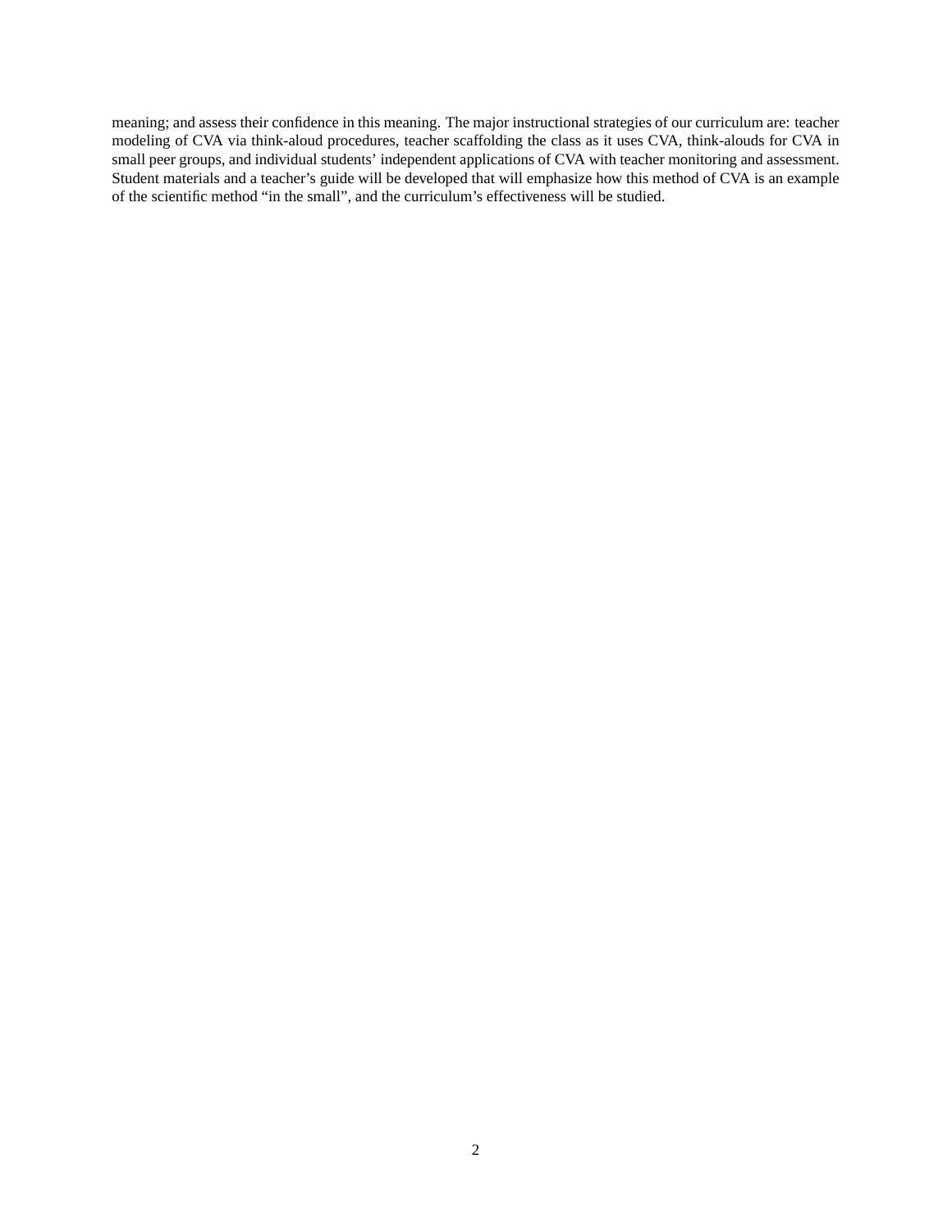meaning; and assess their confidence in this meaning. The major instructional strategies of our curriculum are: teacher modeling of CVA via think-aloud procedures, teacher scaffolding the class as it uses CVA, think-alouds for CVA in small peer groups, and individual students' independent applications of CVA with teacher monitoring and assessment. Student materials and a teacher's guide will be developed that will emphasize how this method of CVA is an example of the scientific method "in the small", and the curriculum's effectiveness will be studied.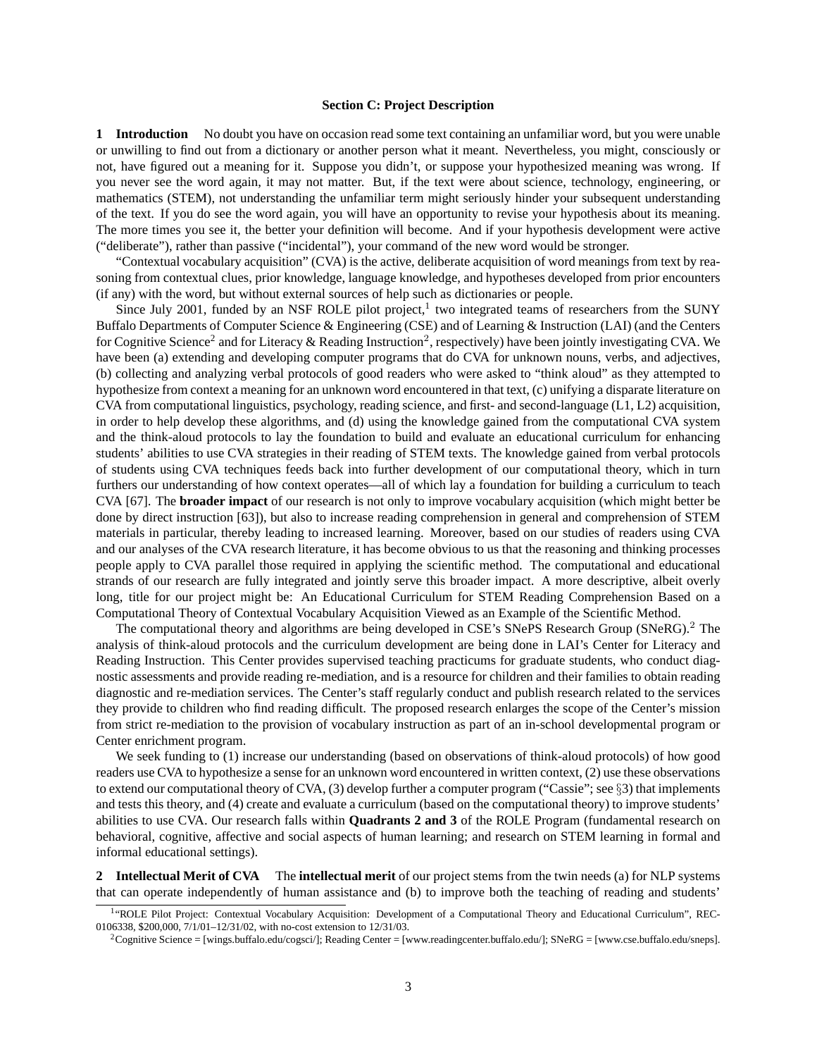**Section C: Project Description**

**1 Introduction** No doubt you have on occasion read some text containing an unfamiliar word, but you were unable or unwilling to find out from a dictionary or another person what it meant. Nevertheless, you might, consciously or not, have figured out a meaning for it. Suppose you didn't, or suppose your hypothesized meaning was wrong. If you never see the word again, it may not matter. But, if the text were about science, technology, engineering, or mathematics (STEM), not understanding the unfamiliar term might seriously hinder your subsequent understanding of the text. If you do see the word again, you will have an opportunity to revise your hypothesis about its meaning. The more times you see it, the better your definition will become. And if your hypothesis development were active ("deliberate"), rather than passive ("incidental"), your command of the new word would be stronger.

"Contextual vocabulary acquisition" (CVA) is the active, deliberate acquisition of word meanings from text by reasoning from contextual clues, prior knowledge, language knowledge, and hypotheses developed from prior encounters (if any) with the word, but without external sources of help such as dictionaries or people.

Since July 2001, funded by an NSF ROLE pilot project,[1] two integrated teams of researchers from the SUNY Buffalo Departments of Computer Science & Engineering (CSE) and of Learning & Instruction (LAI) (and the Centers for Cognitive Science[2] and for Literacy & Reading Instruction[2], respectively) have been jointly investigating CVA. We have been (a) extending and developing computer programs that do CVA for unknown nouns, verbs, and adjectives, (b) collecting and analyzing verbal protocols of good readers who were asked to "think aloud" as they attempted to hypothesize from context a meaning for an unknown word encountered in that text, (c) unifying a disparate literature on CVA from computational linguistics, psychology, reading science, and first- and second-language (L1, L2) acquisition, in order to help develop these algorithms, and (d) using the knowledge gained from the computational CVA system and the think-aloud protocols to lay the foundation to build and evaluate an educational curriculum for enhancing students' abilities to use CVA strategies in their reading of STEM texts. The knowledge gained from verbal protocols of students using CVA techniques feeds back into further development of our computational theory, which in turn furthers our understanding of how context operates—all of which lay a foundation for building a curriculum to teach CVA [67]. The **broader impact** of our research is not only to improve vocabulary acquisition (which might better be done by direct instruction [63]), but also to increase reading comprehension in general and comprehension of STEM materials in particular, thereby leading to increased learning. Moreover, based on our studies of readers using CVA and our analyses of the CVA research literature, it has become obvious to us that the reasoning and thinking processes people apply to CVA parallel those required in applying the scientific method. The computational and educational strands of our research are fully integrated and jointly serve this broader impact. A more descriptive, albeit overly long, title for our project might be: An Educational Curriculum for STEM Reading Comprehension Based on a Computational Theory of Contextual Vocabulary Acquisition Viewed as an Example of the Scientific Method.

The computational theory and algorithms are being developed in CSE's SNePS Research Group (SNeRG).[2] The analysis of think-aloud protocols and the curriculum development are being done in LAI's Center for Literacy and Reading Instruction. This Center provides supervised teaching practicums for graduate students, who conduct diagnostic assessments and provide reading re-mediation, and is a resource for children and their families to obtain reading diagnostic and re-mediation services. The Center's staff regularly conduct and publish research related to the services they provide to children who find reading difficult. The proposed research enlarges the scope of the Center's mission from strict re-mediation to the provision of vocabulary instruction as part of an in-school developmental program or Center enrichment program.

We seek funding to (1) increase our understanding (based on observations of think-aloud protocols) of how good readers use CVA to hypothesize a sense for an unknown word encountered in written context, (2) use these observations to extend our computational theory of CVA, (3) develop further a computer program ("Cassie"; see §3) that implements and tests this theory, and (4) create and evaluate a curriculum (based on the computational theory) to improve students' abilities to use CVA. Our research falls within **Quadrants 2 and 3** of the ROLE Program (fundamental research on behavioral, cognitive, affective and social aspects of human learning; and research on STEM learning in formal and informal educational settings).

**2 Intellectual Merit of CVA** The **intellectual merit** of our project stems from the twin needs (a) for NLP systems that can operate independently of human assistance and (b) to improve both the teaching of reading and students'

[1] "ROLE Pilot Project: Contextual Vocabulary Acquisition: Development of a Computational Theory and Educational Curriculum", REC-0106338, $200,000, 7/1/01–12/31/02, with no-cost extension to 12/31/03.

[2] Cognitive Science = [wings.buffalo.edu/cogsci/]; Reading Center = [www.readingcenter.buffalo.edu/]; SNeRG = [www.cse.buffalo.edu/sneps].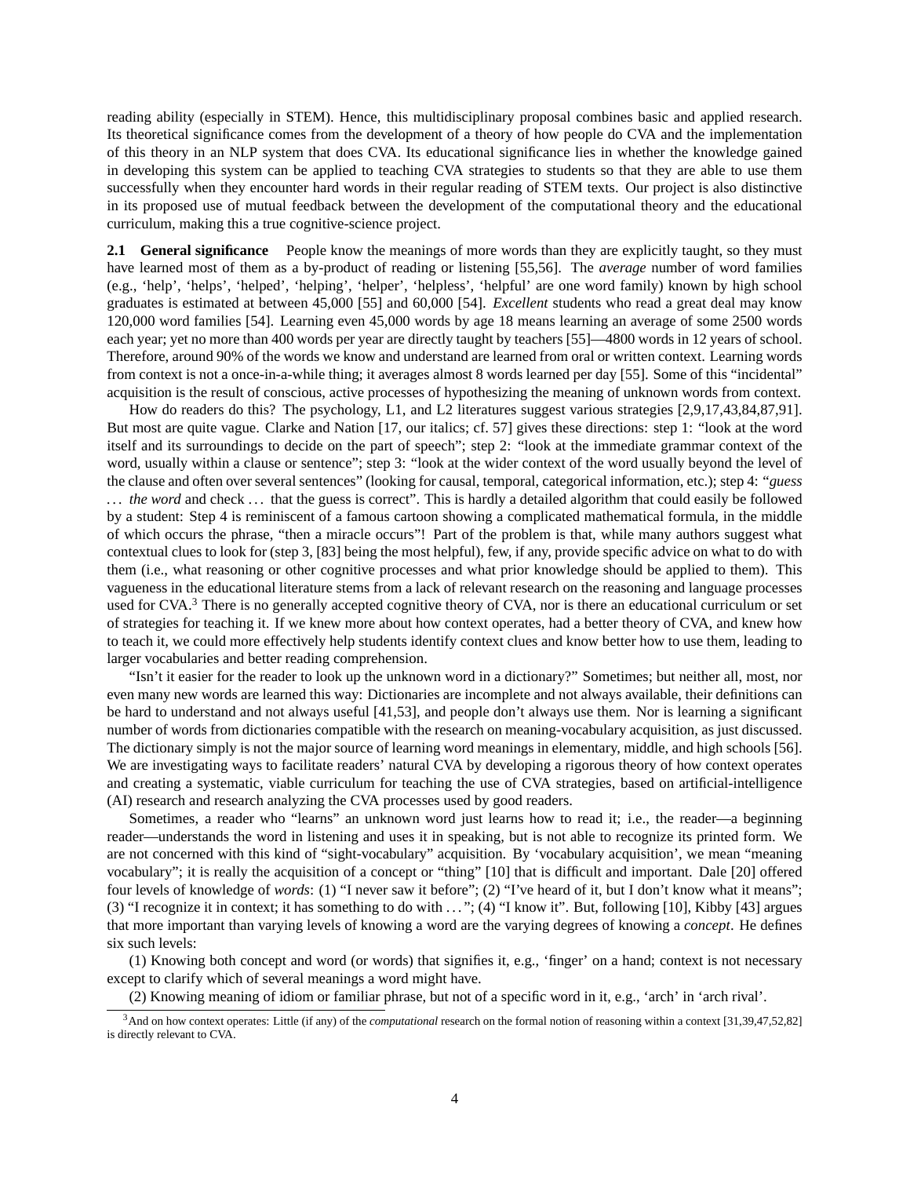reading ability (especially in STEM). Hence, this multidisciplinary proposal combines basic and applied research. Its theoretical significance comes from the development of a theory of how people do CVA and the implementation of this theory in an NLP system that does CVA. Its educational significance lies in whether the knowledge gained in developing this system can be applied to teaching CVA strategies to students so that they are able to use them successfully when they encounter hard words in their regular reading of STEM texts. Our project is also distinctive in its proposed use of mutual feedback between the development of the computational theory and the educational curriculum, making this a true cognitive-science project.

**2.1 General significance** People know the meanings of more words than they are explicitly taught, so they must have learned most of them as a by-product of reading or listening [55,56]. The *average* number of word families (e.g., 'help', 'helps', 'helped', 'helping', 'helper', 'helpless', 'helpful' are one word family) known by high school graduates is estimated at between 45,000 [55] and 60,000 [54]. *Excellent* students who read a great deal may know 120,000 word families [54]. Learning even 45,000 words by age 18 means learning an average of some 2500 words each year; yet no more than 400 words per year are directly taught by teachers [55]—4800 words in 12 years of school. Therefore, around 90% of the words we know and understand are learned from oral or written context. Learning words from context is not a once-in-a-while thing; it averages almost 8 words learned per day [55]. Some of this "incidental" acquisition is the result of conscious, active processes of hypothesizing the meaning of unknown words from context.

How do readers do this? The psychology, L1, and L2 literatures suggest various strategies [2,9,17,43,84,87,91]. But most are quite vague. Clarke and Nation [17, our italics; cf. 57] gives these directions: step 1: "look at the word itself and its surroundings to decide on the part of speech"; step 2: "look at the immediate grammar context of the word, usually within a clause or sentence"; step 3: "look at the wider context of the word usually beyond the level of the clause and often over several sentences" (looking for causal, temporal, categorical information, etc.); step 4: "*guess . . . the word* and check . . . that the guess is correct". This is hardly a detailed algorithm that could easily be followed by a student: Step 4 is reminiscent of a famous cartoon showing a complicated mathematical formula, in the middle of which occurs the phrase, "then a miracle occurs"! Part of the problem is that, while many authors suggest what contextual clues to look for (step 3, [83] being the most helpful), few, if any, provide specific advice on what to do with them (i.e., what reasoning or other cognitive processes and what prior knowledge should be applied to them). This vagueness in the educational literature stems from a lack of relevant research on the reasoning and language processes used for CVA.[3] There is no generally accepted cognitive theory of CVA, nor is there an educational curriculum or set of strategies for teaching it. If we knew more about how context operates, had a better theory of CVA, and knew how to teach it, we could more effectively help students identify context clues and know better how to use them, leading to larger vocabularies and better reading comprehension.

"Isn't it easier for the reader to look up the unknown word in a dictionary?" Sometimes; but neither all, most, nor even many new words are learned this way: Dictionaries are incomplete and not always available, their definitions can be hard to understand and not always useful [41,53], and people don't always use them. Nor is learning a significant number of words from dictionaries compatible with the research on meaning-vocabulary acquisition, as just discussed. The dictionary simply is not the major source of learning word meanings in elementary, middle, and high schools [56]. We are investigating ways to facilitate readers' natural CVA by developing a rigorous theory of how context operates and creating a systematic, viable curriculum for teaching the use of CVA strategies, based on artificial-intelligence (AI) research and research analyzing the CVA processes used by good readers.

Sometimes, a reader who "learns" an unknown word just learns how to read it; i.e., the reader—a beginning reader—understands the word in listening and uses it in speaking, but is not able to recognize its printed form. We are not concerned with this kind of "sight-vocabulary" acquisition. By 'vocabulary acquisition', we mean "meaning vocabulary"; it is really the acquisition of a concept or "thing" [10] that is difficult and important. Dale [20] offered four levels of knowledge of *words*: (1) "I never saw it before"; (2) "I've heard of it, but I don't know what it means"; (3) "I recognize it in context; it has something to do with . . . "; (4) "I know it". But, following [10], Kibby [43] argues that more important than varying levels of knowing a word are the varying degrees of knowing a *concept*. He defines six such levels:

(1) Knowing both concept and word (or words) that signifies it, e.g., 'finger' on a hand; context is not necessary except to clarify which of several meanings a word might have.

(2) Knowing meaning of idiom or familiar phrase, but not of a specific word in it, e.g., 'arch' in 'arch rival'.

---

[3] And on how context operates: Little (if any) of the *computational* research on the formal notion of reasoning within a context [31,39,47,52,82] is directly relevant to CVA.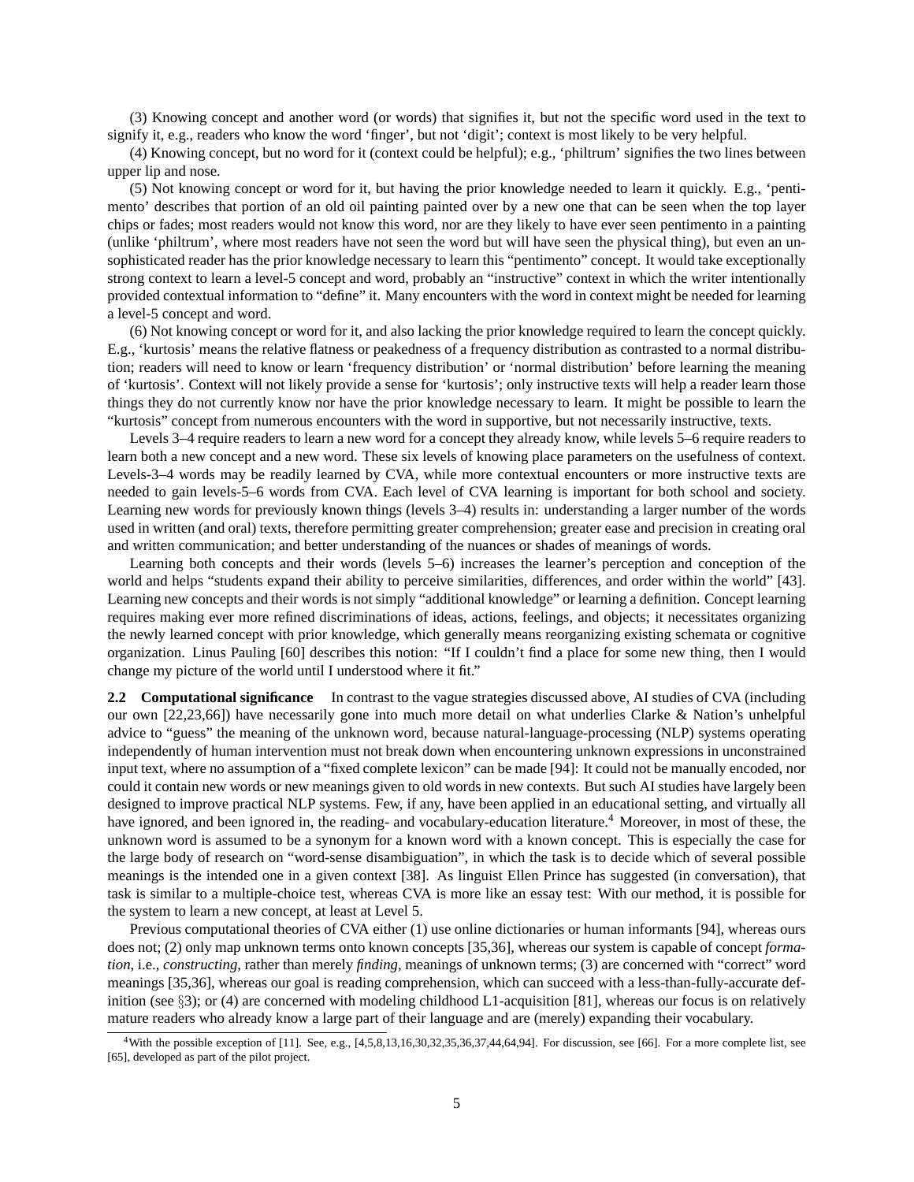(3) Knowing concept and another word (or words) that signifies it, but not the specific word used in the text to signify it, e.g., readers who know the word 'finger', but not 'digit'; context is most likely to be very helpful.

(4) Knowing concept, but no word for it (context could be helpful); e.g., 'philtrum' signifies the two lines between upper lip and nose.

(5) Not knowing concept or word for it, but having the prior knowledge needed to learn it quickly. E.g., 'pentimento' describes that portion of an old oil painting painted over by a new one that can be seen when the top layer chips or fades; most readers would not know this word, nor are they likely to have ever seen pentimento in a painting (unlike 'philtrum', where most readers have not seen the word but will have seen the physical thing), but even an unsophisticated reader has the prior knowledge necessary to learn this "pentimento" concept. It would take exceptionally strong context to learn a level-5 concept and word, probably an "instructive" context in which the writer intentionally provided contextual information to "define" it. Many encounters with the word in context might be needed for learning a level-5 concept and word.

(6) Not knowing concept or word for it, and also lacking the prior knowledge required to learn the concept quickly. E.g., 'kurtosis' means the relative flatness or peakedness of a frequency distribution as contrasted to a normal distribution; readers will need to know or learn 'frequency distribution' or 'normal distribution' before learning the meaning of 'kurtosis'. Context will not likely provide a sense for 'kurtosis'; only instructive texts will help a reader learn those things they do not currently know nor have the prior knowledge necessary to learn. It might be possible to learn the "kurtosis" concept from numerous encounters with the word in supportive, but not necessarily instructive, texts.

Levels 3–4 require readers to learn a new word for a concept they already know, while levels 5–6 require readers to learn both a new concept and a new word. These six levels of knowing place parameters on the usefulness of context. Levels-3–4 words may be readily learned by CVA, while more contextual encounters or more instructive texts are needed to gain levels-5–6 words from CVA. Each level of CVA learning is important for both school and society. Learning new words for previously known things (levels 3–4) results in: understanding a larger number of the words used in written (and oral) texts, therefore permitting greater comprehension; greater ease and precision in creating oral and written communication; and better understanding of the nuances or shades of meanings of words.

Learning both concepts and their words (levels 5–6) increases the learner's perception and conception of the world and helps "students expand their ability to perceive similarities, differences, and order within the world" [43]. Learning new concepts and their words is not simply "additional knowledge" or learning a definition. Concept learning requires making ever more refined discriminations of ideas, actions, feelings, and objects; it necessitates organizing the newly learned concept with prior knowledge, which generally means reorganizing existing schemata or cognitive organization. Linus Pauling [60] describes this notion: "If I couldn't find a place for some new thing, then I would change my picture of the world until I understood where it fit."

**2.2 Computational significance** In contrast to the vague strategies discussed above, AI studies of CVA (including our own [22,23,66]) have necessarily gone into much more detail on what underlies Clarke & Nation's unhelpful advice to "guess" the meaning of the unknown word, because natural-language-processing (NLP) systems operating independently of human intervention must not break down when encountering unknown expressions in unconstrained input text, where no assumption of a "fixed complete lexicon" can be made [94]: It could not be manually encoded, nor could it contain new words or new meanings given to old words in new contexts. But such AI studies have largely been designed to improve practical NLP systems. Few, if any, have been applied in an educational setting, and virtually all have ignored, and been ignored in, the reading- and vocabulary-education literature.[4] Moreover, in most of these, the unknown word is assumed to be a synonym for a known word with a known concept. This is especially the case for the large body of research on "word-sense disambiguation", in which the task is to decide which of several possible meanings is the intended one in a given context [38]. As linguist Ellen Prince has suggested (in conversation), that task is similar to a multiple-choice test, whereas CVA is more like an essay test: With our method, it is possible for the system to learn a new concept, at least at Level 5.

Previous computational theories of CVA either (1) use online dictionaries or human informants [94], whereas ours does not; (2) only map unknown terms onto known concepts [35,36], whereas our system is capable of concept *formation*, i.e., *constructing*, rather than merely *finding*, meanings of unknown terms; (3) are concerned with "correct" word meanings [35,36], whereas our goal is reading comprehension, which can succeed with a less-than-fully-accurate definition (see §3); or (4) are concerned with modeling childhood L1-acquisition [81], whereas our focus is on relatively mature readers who already know a large part of their language and are (merely) expanding their vocabulary.

[4] With the possible exception of [11]. See, e.g., [4,5,8,13,16,30,32,35,36,37,44,64,94]. For discussion, see [66]. For a more complete list, see [65], developed as part of the pilot project.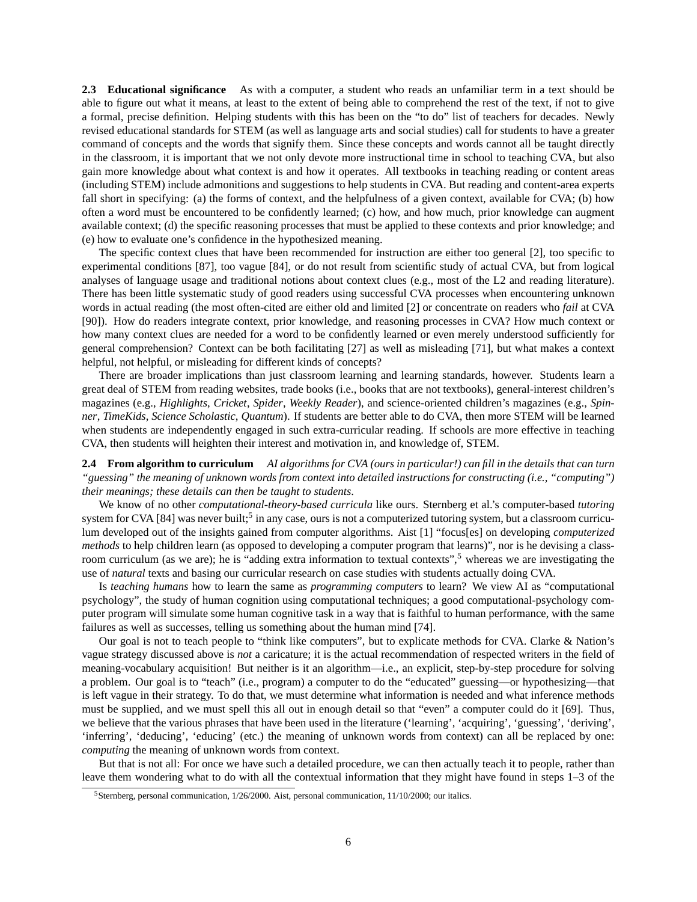**2.3 Educational significance** As with a computer, a student who reads an unfamiliar term in a text should be able to figure out what it means, at least to the extent of being able to comprehend the rest of the text, if not to give a formal, precise definition. Helping students with this has been on the "to do" list of teachers for decades. Newly revised educational standards for STEM (as well as language arts and social studies) call for students to have a greater command of concepts and the words that signify them. Since these concepts and words cannot all be taught directly in the classroom, it is important that we not only devote more instructional time in school to teaching CVA, but also gain more knowledge about what context is and how it operates. All textbooks in teaching reading or content areas (including STEM) include admonitions and suggestions to help students in CVA. But reading and content-area experts fall short in specifying: (a) the forms of context, and the helpfulness of a given context, available for CVA; (b) how often a word must be encountered to be confidently learned; (c) how, and how much, prior knowledge can augment available context; (d) the specific reasoning processes that must be applied to these contexts and prior knowledge; and (e) how to evaluate one's confidence in the hypothesized meaning.

The specific context clues that have been recommended for instruction are either too general [2], too specific to experimental conditions [87], too vague [84], or do not result from scientific study of actual CVA, but from logical analyses of language usage and traditional notions about context clues (e.g., most of the L2 and reading literature). There has been little systematic study of good readers using successful CVA processes when encountering unknown words in actual reading (the most often-cited are either old and limited [2] or concentrate on readers who *fail* at CVA [90]). How do readers integrate context, prior knowledge, and reasoning processes in CVA? How much context or how many context clues are needed for a word to be confidently learned or even merely understood sufficiently for general comprehension? Context can be both facilitating [27] as well as misleading [71], but what makes a context helpful, not helpful, or misleading for different kinds of concepts?

There are broader implications than just classroom learning and learning standards, however. Students learn a great deal of STEM from reading websites, trade books (i.e., books that are not textbooks), general-interest children's magazines (e.g., *Highlights*, *Cricket*, *Spider*, *Weekly Reader*), and science-oriented children's magazines (e.g., *Spinner*, *TimeKids*, *Science Scholastic*, *Quantum*). If students are better able to do CVA, then more STEM will be learned when students are independently engaged in such extra-curricular reading. If schools are more effective in teaching CVA, then students will heighten their interest and motivation in, and knowledge of, STEM.

**2.4 From algorithm to curriculum** *AI algorithms for CVA (ours in particular!) can fill in the details that can turn "guessing" the meaning of unknown words from context into detailed instructions for constructing (i.e., "computing") their meanings; these details can then be taught to students.*

We know of no other *computational-theory-based curricula* like ours. Sternberg et al.'s computer-based *tutoring* system for CVA [84] was never built;[5] in any case, ours is not a computerized tutoring system, but a classroom curriculum developed out of the insights gained from computer algorithms. Aist [1] "focus[es] on developing *computerized methods* to help children learn (as opposed to developing a computer program that learns)", nor is he devising a classroom curriculum (as we are); he is "adding extra information to textual contexts",[5] whereas we are investigating the use of *natural* texts and basing our curricular research on case studies with students actually doing CVA.

Is *teaching humans* how to learn the same as *programming computers* to learn? We view AI as "computational psychology", the study of human cognition using computational techniques; a good computational-psychology computer program will simulate some human cognitive task in a way that is faithful to human performance, with the same failures as well as successes, telling us something about the human mind [74].

Our goal is not to teach people to "think like computers", but to explicate methods for CVA. Clarke & Nation's vague strategy discussed above is *not* a caricature; it is the actual recommendation of respected writers in the field of meaning-vocabulary acquisition! But neither is it an algorithm—i.e., an explicit, step-by-step procedure for solving a problem. Our goal is to "teach" (i.e., program) a computer to do the "educated" guessing—or hypothesizing—that is left vague in their strategy. To do that, we must determine what information is needed and what inference methods must be supplied, and we must spell this all out in enough detail so that "even" a computer could do it [69]. Thus, we believe that the various phrases that have been used in the literature ('learning', 'acquiring', 'guessing', 'deriving', 'inferring', 'deducing', 'educing' (etc.) the meaning of unknown words from context) can all be replaced by one: *computing* the meaning of unknown words from context.

But that is not all: For once we have such a detailed procedure, we can then actually teach it to people, rather than leave them wondering what to do with all the contextual information that they might have found in steps 1–3 of the

[5] Sternberg, personal communication, 1/26/2000. Aist, personal communication, 11/10/2000; our italics.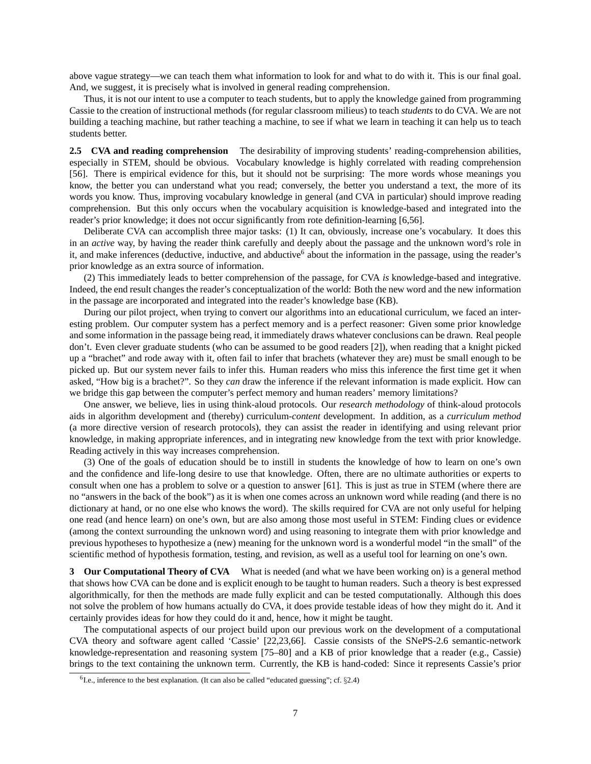above vague strategy—we can teach them what information to look for and what to do with it. This is our final goal. And, we suggest, it is precisely what is involved in general reading comprehension.

Thus, it is not our intent to use a computer to teach students, but to apply the knowledge gained from programming Cassie to the creation of instructional methods (for regular classroom milieus) to teach *students* to do CVA. We are not building a teaching machine, but rather teaching a machine, to see if what we learn in teaching it can help us to teach students better.

**2.5 CVA and reading comprehension** The desirability of improving students' reading-comprehension abilities, especially in STEM, should be obvious. Vocabulary knowledge is highly correlated with reading comprehension [56]. There is empirical evidence for this, but it should not be surprising: The more words whose meanings you know, the better you can understand what you read; conversely, the better you understand a text, the more of its words you know. Thus, improving vocabulary knowledge in general (and CVA in particular) should improve reading comprehension. But this only occurs when the vocabulary acquisition is knowledge-based and integrated into the reader's prior knowledge; it does not occur significantly from rote definition-learning [6,56].

Deliberate CVA can accomplish three major tasks: (1) It can, obviously, increase one's vocabulary. It does this in an *active* way, by having the reader think carefully and deeply about the passage and the unknown word's role in it, and make inferences (deductive, inductive, and abductive[6] about the information in the passage, using the reader's prior knowledge as an extra source of information.

(2) This immediately leads to better comprehension of the passage, for CVA *is* knowledge-based and integrative. Indeed, the end result changes the reader's conceptualization of the world: Both the new word and the new information in the passage are incorporated and integrated into the reader's knowledge base (KB).

During our pilot project, when trying to convert our algorithms into an educational curriculum, we faced an interesting problem. Our computer system has a perfect memory and is a perfect reasoner: Given some prior knowledge and some information in the passage being read, it immediately draws whatever conclusions can be drawn. Real people don't. Even clever graduate students (who can be assumed to be good readers [2]), when reading that a knight picked up a "brachet" and rode away with it, often fail to infer that brachets (whatever they are) must be small enough to be picked up. But our system never fails to infer this. Human readers who miss this inference the first time get it when asked, "How big is a brachet?". So they *can* draw the inference if the relevant information is made explicit. How can we bridge this gap between the computer's perfect memory and human readers' memory limitations?

One answer, we believe, lies in using think-aloud protocols. Our *research methodology* of think-aloud protocols aids in algorithm development and (thereby) curriculum-*content* development. In addition, as a *curriculum method* (a more directive version of research protocols), they can assist the reader in identifying and using relevant prior knowledge, in making appropriate inferences, and in integrating new knowledge from the text with prior knowledge. Reading actively in this way increases comprehension.

(3) One of the goals of education should be to instill in students the knowledge of how to learn on one's own and the confidence and life-long desire to use that knowledge. Often, there are no ultimate authorities or experts to consult when one has a problem to solve or a question to answer [61]. This is just as true in STEM (where there are no "answers in the back of the book") as it is when one comes across an unknown word while reading (and there is no dictionary at hand, or no one else who knows the word). The skills required for CVA are not only useful for helping one read (and hence learn) on one's own, but are also among those most useful in STEM: Finding clues or evidence (among the context surrounding the unknown word) and using reasoning to integrate them with prior knowledge and previous hypotheses to hypothesize a (new) meaning for the unknown word is a wonderful model "in the small" of the scientific method of hypothesis formation, testing, and revision, as well as a useful tool for learning on one's own.

## 3 Our Computational Theory of CVA

What is needed (and what we have been working on) is a general method that shows how CVA can be done and is explicit enough to be taught to human readers. Such a theory is best expressed algorithmically, for then the methods are made fully explicit and can be tested computationally. Although this does not solve the problem of how humans actually do CVA, it does provide testable ideas of how they might do it. And it certainly provides ideas for how they could do it and, hence, how it might be taught.

The computational aspects of our project build upon our previous work on the development of a computational CVA theory and software agent called 'Cassie' [22,23,66]. Cassie consists of the SNePS-2.6 semantic-network knowledge-representation and reasoning system [75–80] and a KB of prior knowledge that a reader (e.g., Cassie) brings to the text containing the unknown term. Currently, the KB is hand-coded: Since it represents Cassie's prior

[6] I.e., inference to the best explanation. (It can also be called "educated guessing"; cf. §2.4)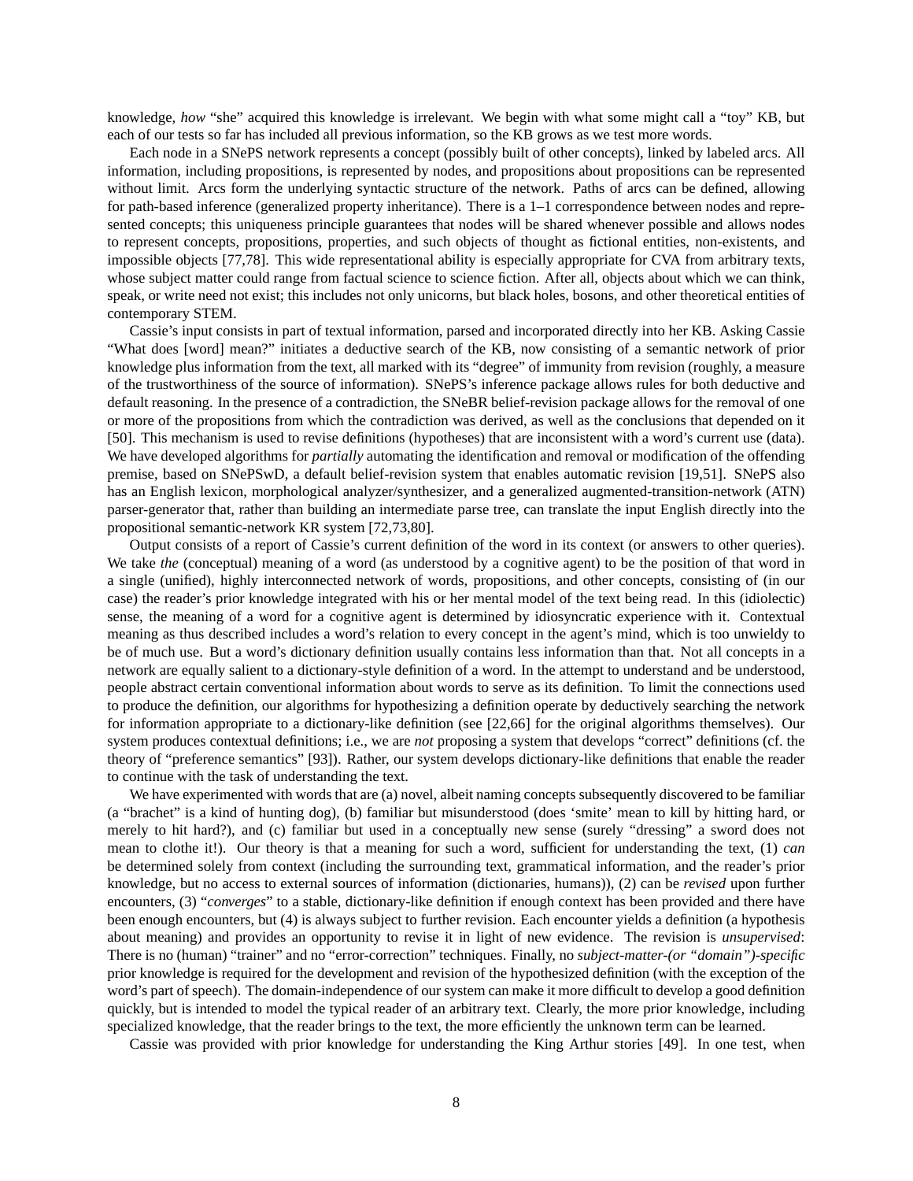knowledge, *how* "she" acquired this knowledge is irrelevant. We begin with what some might call a "toy" KB, but each of our tests so far has included all previous information, so the KB grows as we test more words.

Each node in a SNePS network represents a concept (possibly built of other concepts), linked by labeled arcs. All information, including propositions, is represented by nodes, and propositions about propositions can be represented without limit. Arcs form the underlying syntactic structure of the network. Paths of arcs can be defined, allowing for path-based inference (generalized property inheritance). There is a 1–1 correspondence between nodes and represented concepts; this uniqueness principle guarantees that nodes will be shared whenever possible and allows nodes to represent concepts, propositions, properties, and such objects of thought as fictional entities, non-existents, and impossible objects [77,78]. This wide representational ability is especially appropriate for CVA from arbitrary texts, whose subject matter could range from factual science to science fiction. After all, objects about which we can think, speak, or write need not exist; this includes not only unicorns, but black holes, bosons, and other theoretical entities of contemporary STEM.

Cassie's input consists in part of textual information, parsed and incorporated directly into her KB. Asking Cassie "What does [word] mean?" initiates a deductive search of the KB, now consisting of a semantic network of prior knowledge plus information from the text, all marked with its "degree" of immunity from revision (roughly, a measure of the trustworthiness of the source of information). SNePS's inference package allows rules for both deductive and default reasoning. In the presence of a contradiction, the SNeBR belief-revision package allows for the removal of one or more of the propositions from which the contradiction was derived, as well as the conclusions that depended on it [50]. This mechanism is used to revise definitions (hypotheses) that are inconsistent with a word's current use (data). We have developed algorithms for *partially* automating the identification and removal or modification of the offending premise, based on SNePSwD, a default belief-revision system that enables automatic revision [19,51]. SNePS also has an English lexicon, morphological analyzer/synthesizer, and a generalized augmented-transition-network (ATN) parser-generator that, rather than building an intermediate parse tree, can translate the input English directly into the propositional semantic-network KR system [72,73,80].

Output consists of a report of Cassie's current definition of the word in its context (or answers to other queries). We take *the* (conceptual) meaning of a word (as understood by a cognitive agent) to be the position of that word in a single (unified), highly interconnected network of words, propositions, and other concepts, consisting of (in our case) the reader's prior knowledge integrated with his or her mental model of the text being read. In this (idiolectic) sense, the meaning of a word for a cognitive agent is determined by idiosyncratic experience with it. Contextual meaning as thus described includes a word's relation to every concept in the agent's mind, which is too unwieldy to be of much use. But a word's dictionary definition usually contains less information than that. Not all concepts in a network are equally salient to a dictionary-style definition of a word. In the attempt to understand and be understood, people abstract certain conventional information about words to serve as its definition. To limit the connections used to produce the definition, our algorithms for hypothesizing a definition operate by deductively searching the network for information appropriate to a dictionary-like definition (see [22,66] for the original algorithms themselves). Our system produces contextual definitions; i.e., we are *not* proposing a system that develops "correct" definitions (cf. the theory of "preference semantics" [93]). Rather, our system develops dictionary-like definitions that enable the reader to continue with the task of understanding the text.

We have experimented with words that are (a) novel, albeit naming concepts subsequently discovered to be familiar (a "brachet" is a kind of hunting dog), (b) familiar but misunderstood (does 'smite' mean to kill by hitting hard, or merely to hit hard?), and (c) familiar but used in a conceptually new sense (surely "dressing" a sword does not mean to clothe it!). Our theory is that a meaning for such a word, sufficient for understanding the text, (1) *can* be determined solely from context (including the surrounding text, grammatical information, and the reader's prior knowledge, but no access to external sources of information (dictionaries, humans)), (2) can be *revised* upon further encounters, (3) "*converges*" to a stable, dictionary-like definition if enough context has been provided and there have been enough encounters, but (4) is always subject to further revision. Each encounter yields a definition (a hypothesis about meaning) and provides an opportunity to revise it in light of new evidence. The revision is *unsupervised*: There is no (human) "trainer" and no "error-correction" techniques. Finally, no *subject-matter-(or "domain")-specific* prior knowledge is required for the development and revision of the hypothesized definition (with the exception of the word's part of speech). The domain-independence of our system can make it more difficult to develop a good definition quickly, but is intended to model the typical reader of an arbitrary text. Clearly, the more prior knowledge, including specialized knowledge, that the reader brings to the text, the more efficiently the unknown term can be learned.

Cassie was provided with prior knowledge for understanding the King Arthur stories [49]. In one test, when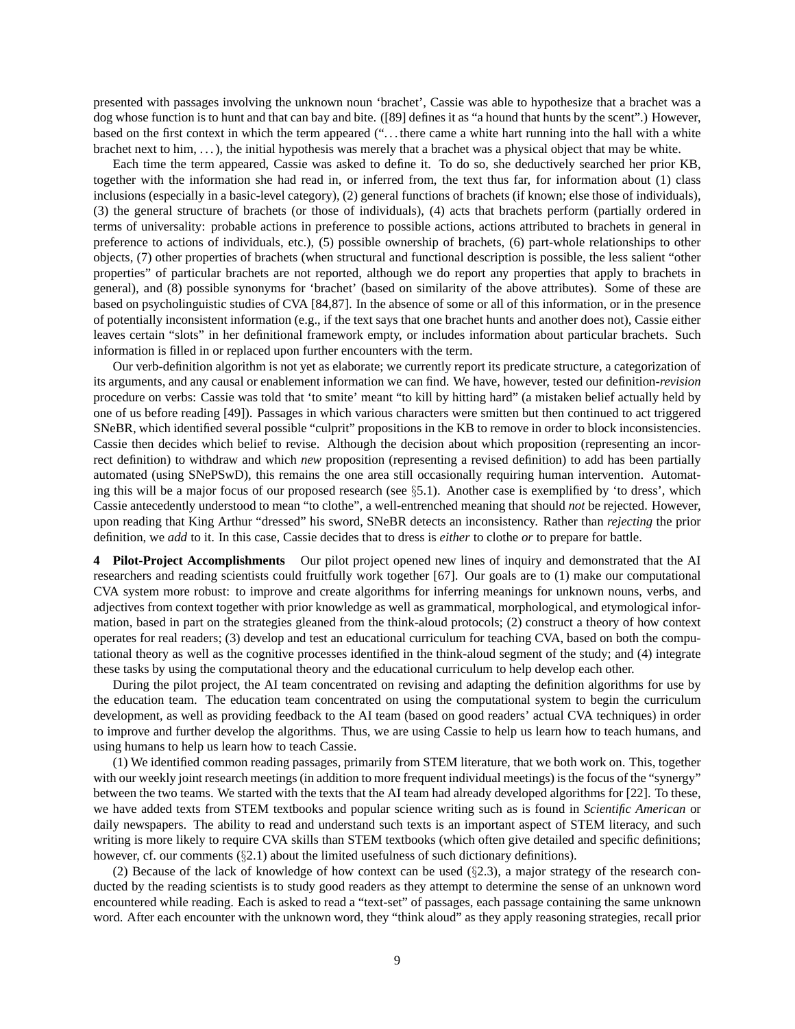presented with passages involving the unknown noun 'brachet', Cassie was able to hypothesize that a brachet was a dog whose function is to hunt and that can bay and bite. ([89] defines it as "a hound that hunts by the scent".) However, based on the first context in which the term appeared ("... there came a white hart running into the hall with a white brachet next to him, ... ), the initial hypothesis was merely that a brachet was a physical object that may be white.

Each time the term appeared, Cassie was asked to define it. To do so, she deductively searched her prior KB, together with the information she had read in, or inferred from, the text thus far, for information about (1) class inclusions (especially in a basic-level category), (2) general functions of brachets (if known; else those of individuals), (3) the general structure of brachets (or those of individuals), (4) acts that brachets perform (partially ordered in terms of universality: probable actions in preference to possible actions, actions attributed to brachets in general in preference to actions of individuals, etc.), (5) possible ownership of brachets, (6) part-whole relationships to other objects, (7) other properties of brachets (when structural and functional description is possible, the less salient "other properties" of particular brachets are not reported, although we do report any properties that apply to brachets in general), and (8) possible synonyms for 'brachet' (based on similarity of the above attributes). Some of these are based on psycholinguistic studies of CVA [84,87]. In the absence of some or all of this information, or in the presence of potentially inconsistent information (e.g., if the text says that one brachet hunts and another does not), Cassie either leaves certain "slots" in her definitional framework empty, or includes information about particular brachets. Such information is filled in or replaced upon further encounters with the term.

Our verb-definition algorithm is not yet as elaborate; we currently report its predicate structure, a categorization of its arguments, and any causal or enablement information we can find. We have, however, tested our definition-*revision* procedure on verbs: Cassie was told that 'to smite' meant "to kill by hitting hard" (a mistaken belief actually held by one of us before reading [49]). Passages in which various characters were smitten but then continued to act triggered SNeBR, which identified several possible "culprit" propositions in the KB to remove in order to block inconsistencies. Cassie then decides which belief to revise. Although the decision about which proposition (representing an incorrect definition) to withdraw and which *new* proposition (representing a revised definition) to add has been partially automated (using SNePSwD), this remains the one area still occasionally requiring human intervention. Automating this will be a major focus of our proposed research (see §5.1). Another case is exemplified by 'to dress', which Cassie antecedently understood to mean "to clothe", a well-entrenched meaning that should *not* be rejected. However, upon reading that King Arthur "dressed" his sword, SNeBR detects an inconsistency. Rather than *rejecting* the prior definition, we *add* to it. In this case, Cassie decides that to dress is *either* to clothe *or* to prepare for battle.

**4 Pilot-Project Accomplishments** Our pilot project opened new lines of inquiry and demonstrated that the AI researchers and reading scientists could fruitfully work together [67]. Our goals are to (1) make our computational CVA system more robust: to improve and create algorithms for inferring meanings for unknown nouns, verbs, and adjectives from context together with prior knowledge as well as grammatical, morphological, and etymological information, based in part on the strategies gleaned from the think-aloud protocols; (2) construct a theory of how context operates for real readers; (3) develop and test an educational curriculum for teaching CVA, based on both the computational theory as well as the cognitive processes identified in the think-aloud segment of the study; and (4) integrate these tasks by using the computational theory and the educational curriculum to help develop each other.

During the pilot project, the AI team concentrated on revising and adapting the definition algorithms for use by the education team. The education team concentrated on using the computational system to begin the curriculum development, as well as providing feedback to the AI team (based on good readers' actual CVA techniques) in order to improve and further develop the algorithms. Thus, we are using Cassie to help us learn how to teach humans, and using humans to help us learn how to teach Cassie.

(1) We identified common reading passages, primarily from STEM literature, that we both work on. This, together with our weekly joint research meetings (in addition to more frequent individual meetings) is the focus of the "synergy" between the two teams. We started with the texts that the AI team had already developed algorithms for [22]. To these, we have added texts from STEM textbooks and popular science writing such as is found in *Scientific American* or daily newspapers. The ability to read and understand such texts is an important aspect of STEM literacy, and such writing is more likely to require CVA skills than STEM textbooks (which often give detailed and specific definitions; however, cf. our comments (§2.1) about the limited usefulness of such dictionary definitions).

(2) Because of the lack of knowledge of how context can be used (§2.3), a major strategy of the research conducted by the reading scientists is to study good readers as they attempt to determine the sense of an unknown word encountered while reading. Each is asked to read a "text-set" of passages, each passage containing the same unknown word. After each encounter with the unknown word, they "think aloud" as they apply reasoning strategies, recall prior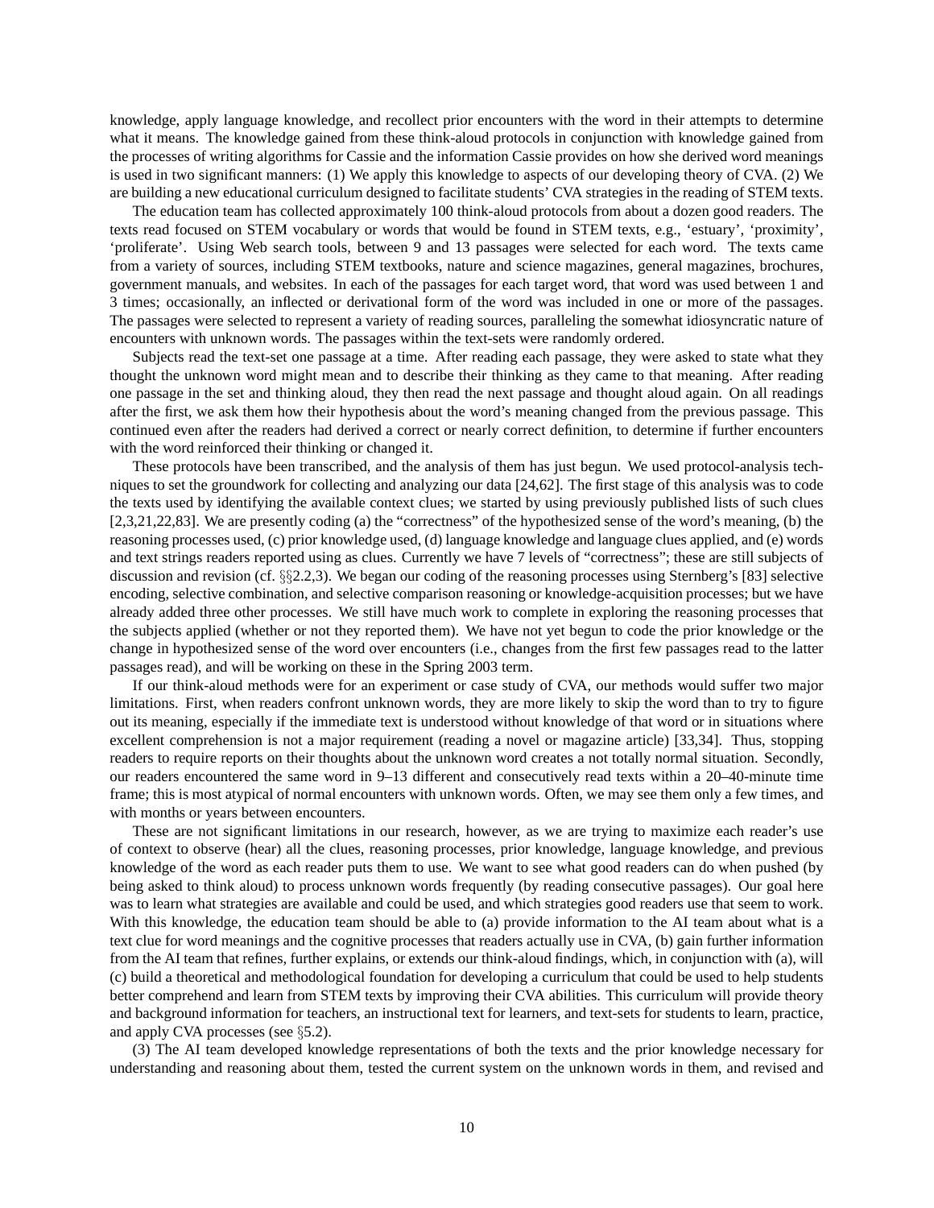knowledge, apply language knowledge, and recollect prior encounters with the word in their attempts to determine what it means. The knowledge gained from these think-aloud protocols in conjunction with knowledge gained from the processes of writing algorithms for Cassie and the information Cassie provides on how she derived word meanings is used in two significant manners: (1) We apply this knowledge to aspects of our developing theory of CVA. (2) We are building a new educational curriculum designed to facilitate students' CVA strategies in the reading of STEM texts.

The education team has collected approximately 100 think-aloud protocols from about a dozen good readers. The texts read focused on STEM vocabulary or words that would be found in STEM texts, e.g., 'estuary', 'proximity', 'proliferate'. Using Web search tools, between 9 and 13 passages were selected for each word. The texts came from a variety of sources, including STEM textbooks, nature and science magazines, general magazines, brochures, government manuals, and websites. In each of the passages for each target word, that word was used between 1 and 3 times; occasionally, an inflected or derivational form of the word was included in one or more of the passages. The passages were selected to represent a variety of reading sources, paralleling the somewhat idiosyncratic nature of encounters with unknown words. The passages within the text-sets were randomly ordered.

Subjects read the text-set one passage at a time. After reading each passage, they were asked to state what they thought the unknown word might mean and to describe their thinking as they came to that meaning. After reading one passage in the set and thinking aloud, they then read the next passage and thought aloud again. On all readings after the first, we ask them how their hypothesis about the word's meaning changed from the previous passage. This continued even after the readers had derived a correct or nearly correct definition, to determine if further encounters with the word reinforced their thinking or changed it.

These protocols have been transcribed, and the analysis of them has just begun. We used protocol-analysis techniques to set the groundwork for collecting and analyzing our data [24,62]. The first stage of this analysis was to code the texts used by identifying the available context clues; we started by using previously published lists of such clues [2,3,21,22,83]. We are presently coding (a) the "correctness" of the hypothesized sense of the word's meaning, (b) the reasoning processes used, (c) prior knowledge used, (d) language knowledge and language clues applied, and (e) words and text strings readers reported using as clues. Currently we have 7 levels of "correctness"; these are still subjects of discussion and revision (cf. §§2.2,3). We began our coding of the reasoning processes using Sternberg's [83] selective encoding, selective combination, and selective comparison reasoning or knowledge-acquisition processes; but we have already added three other processes. We still have much work to complete in exploring the reasoning processes that the subjects applied (whether or not they reported them). We have not yet begun to code the prior knowledge or the change in hypothesized sense of the word over encounters (i.e., changes from the first few passages read to the latter passages read), and will be working on these in the Spring 2003 term.

If our think-aloud methods were for an experiment or case study of CVA, our methods would suffer two major limitations. First, when readers confront unknown words, they are more likely to skip the word than to try to figure out its meaning, especially if the immediate text is understood without knowledge of that word or in situations where excellent comprehension is not a major requirement (reading a novel or magazine article) [33,34]. Thus, stopping readers to require reports on their thoughts about the unknown word creates a not totally normal situation. Secondly, our readers encountered the same word in 9–13 different and consecutively read texts within a 20–40-minute time frame; this is most atypical of normal encounters with unknown words. Often, we may see them only a few times, and with months or years between encounters.

These are not significant limitations in our research, however, as we are trying to maximize each reader's use of context to observe (hear) all the clues, reasoning processes, prior knowledge, language knowledge, and previous knowledge of the word as each reader puts them to use. We want to see what good readers can do when pushed (by being asked to think aloud) to process unknown words frequently (by reading consecutive passages). Our goal here was to learn what strategies are available and could be used, and which strategies good readers use that seem to work. With this knowledge, the education team should be able to (a) provide information to the AI team about what is a text clue for word meanings and the cognitive processes that readers actually use in CVA, (b) gain further information from the AI team that refines, further explains, or extends our think-aloud findings, which, in conjunction with (a), will (c) build a theoretical and methodological foundation for developing a curriculum that could be used to help students better comprehend and learn from STEM texts by improving their CVA abilities. This curriculum will provide theory and background information for teachers, an instructional text for learners, and text-sets for students to learn, practice, and apply CVA processes (see §5.2).

(3) The AI team developed knowledge representations of both the texts and the prior knowledge necessary for understanding and reasoning about them, tested the current system on the unknown words in them, and revised and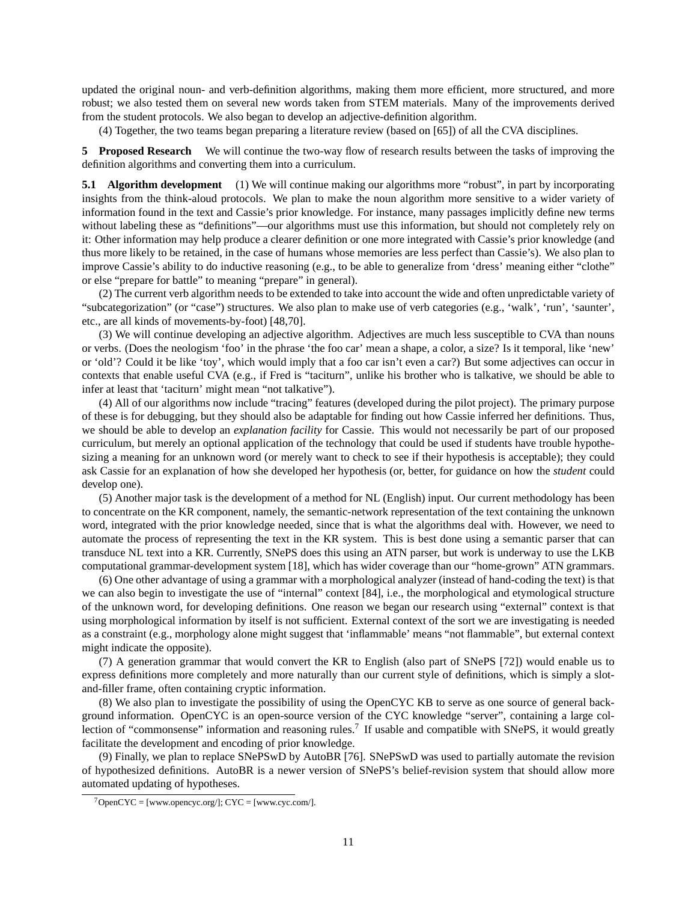updated the original noun- and verb-definition algorithms, making them more efficient, more structured, and more robust; we also tested them on several new words taken from STEM materials. Many of the improvements derived from the student protocols. We also began to develop an adjective-definition algorithm.

(4) Together, the two teams began preparing a literature review (based on [65]) of all the CVA disciplines.

## 5 Proposed Research

We will continue the two-way flow of research results between the tasks of improving the definition algorithms and converting them into a curriculum.

### 5.1 Algorithm development

(1) We will continue making our algorithms more "robust", in part by incorporating insights from the think-aloud protocols. We plan to make the noun algorithm more sensitive to a wider variety of information found in the text and Cassie's prior knowledge. For instance, many passages implicitly define new terms without labeling these as "definitions"—our algorithms must use this information, but should not completely rely on it: Other information may help produce a clearer definition or one more integrated with Cassie's prior knowledge (and thus more likely to be retained, in the case of humans whose memories are less perfect than Cassie's). We also plan to improve Cassie's ability to do inductive reasoning (e.g., to be able to generalize from 'dress' meaning either "clothe" or else "prepare for battle" to meaning "prepare" in general).

(2) The current verb algorithm needs to be extended to take into account the wide and often unpredictable variety of "subcategorization" (or "case") structures. We also plan to make use of verb categories (e.g., 'walk', 'run', 'saunter', etc., are all kinds of movements-by-foot) [48,70].

(3) We will continue developing an adjective algorithm. Adjectives are much less susceptible to CVA than nouns or verbs. (Does the neologism 'foo' in the phrase 'the foo car' mean a shape, a color, a size? Is it temporal, like 'new' or 'old'? Could it be like 'toy', which would imply that a foo car isn't even a car?) But some adjectives can occur in contexts that enable useful CVA (e.g., if Fred is "taciturn", unlike his brother who is talkative, we should be able to infer at least that 'taciturn' might mean "not talkative").

(4) All of our algorithms now include "tracing" features (developed during the pilot project). The primary purpose of these is for debugging, but they should also be adaptable for finding out how Cassie inferred her definitions. Thus, we should be able to develop an *explanation facility* for Cassie. This would not necessarily be part of our proposed curriculum, but merely an optional application of the technology that could be used if students have trouble hypothesizing a meaning for an unknown word (or merely want to check to see if their hypothesis is acceptable); they could ask Cassie for an explanation of how she developed her hypothesis (or, better, for guidance on how the *student* could develop one).

(5) Another major task is the development of a method for NL (English) input. Our current methodology has been to concentrate on the KR component, namely, the semantic-network representation of the text containing the unknown word, integrated with the prior knowledge needed, since that is what the algorithms deal with. However, we need to automate the process of representing the text in the KR system. This is best done using a semantic parser that can transduce NL text into a KR. Currently, SNePS does this using an ATN parser, but work is underway to use the LKB computational grammar-development system [18], which has wider coverage than our "home-grown" ATN grammars.

(6) One other advantage of using a grammar with a morphological analyzer (instead of hand-coding the text) is that we can also begin to investigate the use of "internal" context [84], i.e., the morphological and etymological structure of the unknown word, for developing definitions. One reason we began our research using "external" context is that using morphological information by itself is not sufficient. External context of the sort we are investigating is needed as a constraint (e.g., morphology alone might suggest that 'inflammable' means "not flammable", but external context might indicate the opposite).

(7) A generation grammar that would convert the KR to English (also part of SNePS [72]) would enable us to express definitions more completely and more naturally than our current style of definitions, which is simply a slot-and-filler frame, often containing cryptic information.

(8) We also plan to investigate the possibility of using the OpenCYC KB to serve as one source of general background information. OpenCYC is an open-source version of the CYC knowledge "server", containing a large collection of "commonsense" information and reasoning rules.[7] If usable and compatible with SNePS, it would greatly facilitate the development and encoding of prior knowledge.

(9) Finally, we plan to replace SNePSwD by AutoBR [76]. SNePSwD was used to partially automate the revision of hypothesized definitions. AutoBR is a newer version of SNePS's belief-revision system that should allow more automated updating of hypotheses.

[7] OpenCYC = [www.opencyc.org/]; CYC = [www.cyc.com/].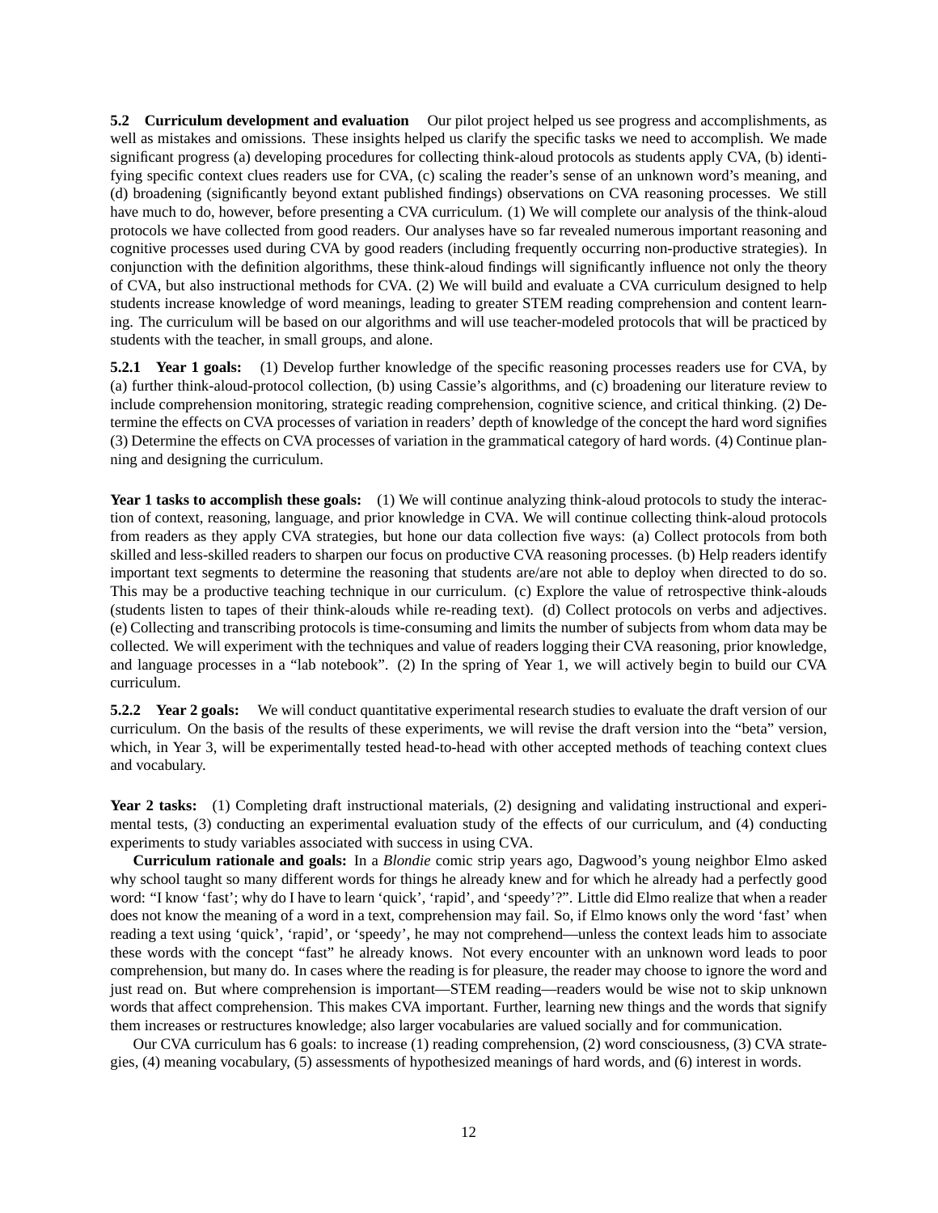**5.2 Curriculum development and evaluation** Our pilot project helped us see progress and accomplishments, as well as mistakes and omissions. These insights helped us clarify the specific tasks we need to accomplish. We made significant progress (a) developing procedures for collecting think-aloud protocols as students apply CVA, (b) identifying specific context clues readers use for CVA, (c) scaling the reader's sense of an unknown word's meaning, and (d) broadening (significantly beyond extant published findings) observations on CVA reasoning processes. We still have much to do, however, before presenting a CVA curriculum. (1) We will complete our analysis of the think-aloud protocols we have collected from good readers. Our analyses have so far revealed numerous important reasoning and cognitive processes used during CVA by good readers (including frequently occurring non-productive strategies). In conjunction with the definition algorithms, these think-aloud findings will significantly influence not only the theory of CVA, but also instructional methods for CVA. (2) We will build and evaluate a CVA curriculum designed to help students increase knowledge of word meanings, leading to greater STEM reading comprehension and content learning. The curriculum will be based on our algorithms and will use teacher-modeled protocols that will be practiced by students with the teacher, in small groups, and alone.

**5.2.1 Year 1 goals:** (1) Develop further knowledge of the specific reasoning processes readers use for CVA, by (a) further think-aloud-protocol collection, (b) using Cassie's algorithms, and (c) broadening our literature review to include comprehension monitoring, strategic reading comprehension, cognitive science, and critical thinking. (2) Determine the effects on CVA processes of variation in readers' depth of knowledge of the concept the hard word signifies (3) Determine the effects on CVA processes of variation in the grammatical category of hard words. (4) Continue planning and designing the curriculum.

**Year 1 tasks to accomplish these goals:** (1) We will continue analyzing think-aloud protocols to study the interaction of context, reasoning, language, and prior knowledge in CVA. We will continue collecting think-aloud protocols from readers as they apply CVA strategies, but hone our data collection five ways: (a) Collect protocols from both skilled and less-skilled readers to sharpen our focus on productive CVA reasoning processes. (b) Help readers identify important text segments to determine the reasoning that students are/are not able to deploy when directed to do so. This may be a productive teaching technique in our curriculum. (c) Explore the value of retrospective think-alouds (students listen to tapes of their think-alouds while re-reading text). (d) Collect protocols on verbs and adjectives. (e) Collecting and transcribing protocols is time-consuming and limits the number of subjects from whom data may be collected. We will experiment with the techniques and value of readers logging their CVA reasoning, prior knowledge, and language processes in a "lab notebook". (2) In the spring of Year 1, we will actively begin to build our CVA curriculum.

**5.2.2 Year 2 goals:** We will conduct quantitative experimental research studies to evaluate the draft version of our curriculum. On the basis of the results of these experiments, we will revise the draft version into the "beta" version, which, in Year 3, will be experimentally tested head-to-head with other accepted methods of teaching context clues and vocabulary.

**Year 2 tasks:** (1) Completing draft instructional materials, (2) designing and validating instructional and experimental tests, (3) conducting an experimental evaluation study of the effects of our curriculum, and (4) conducting experiments to study variables associated with success in using CVA.

**Curriculum rationale and goals:** In a *Blondie* comic strip years ago, Dagwood's young neighbor Elmo asked why school taught so many different words for things he already knew and for which he already had a perfectly good word: "I know 'fast'; why do I have to learn 'quick', 'rapid', and 'speedy'?". Little did Elmo realize that when a reader does not know the meaning of a word in a text, comprehension may fail. So, if Elmo knows only the word 'fast' when reading a text using 'quick', 'rapid', or 'speedy', he may not comprehend—unless the context leads him to associate these words with the concept "fast" he already knows. Not every encounter with an unknown word leads to poor comprehension, but many do. In cases where the reading is for pleasure, the reader may choose to ignore the word and just read on. But where comprehension is important—STEM reading—readers would be wise not to skip unknown words that affect comprehension. This makes CVA important. Further, learning new things and the words that signify them increases or restructures knowledge; also larger vocabularies are valued socially and for communication.

Our CVA curriculum has 6 goals: to increase (1) reading comprehension, (2) word consciousness, (3) CVA strategies, (4) meaning vocabulary, (5) assessments of hypothesized meanings of hard words, and (6) interest in words.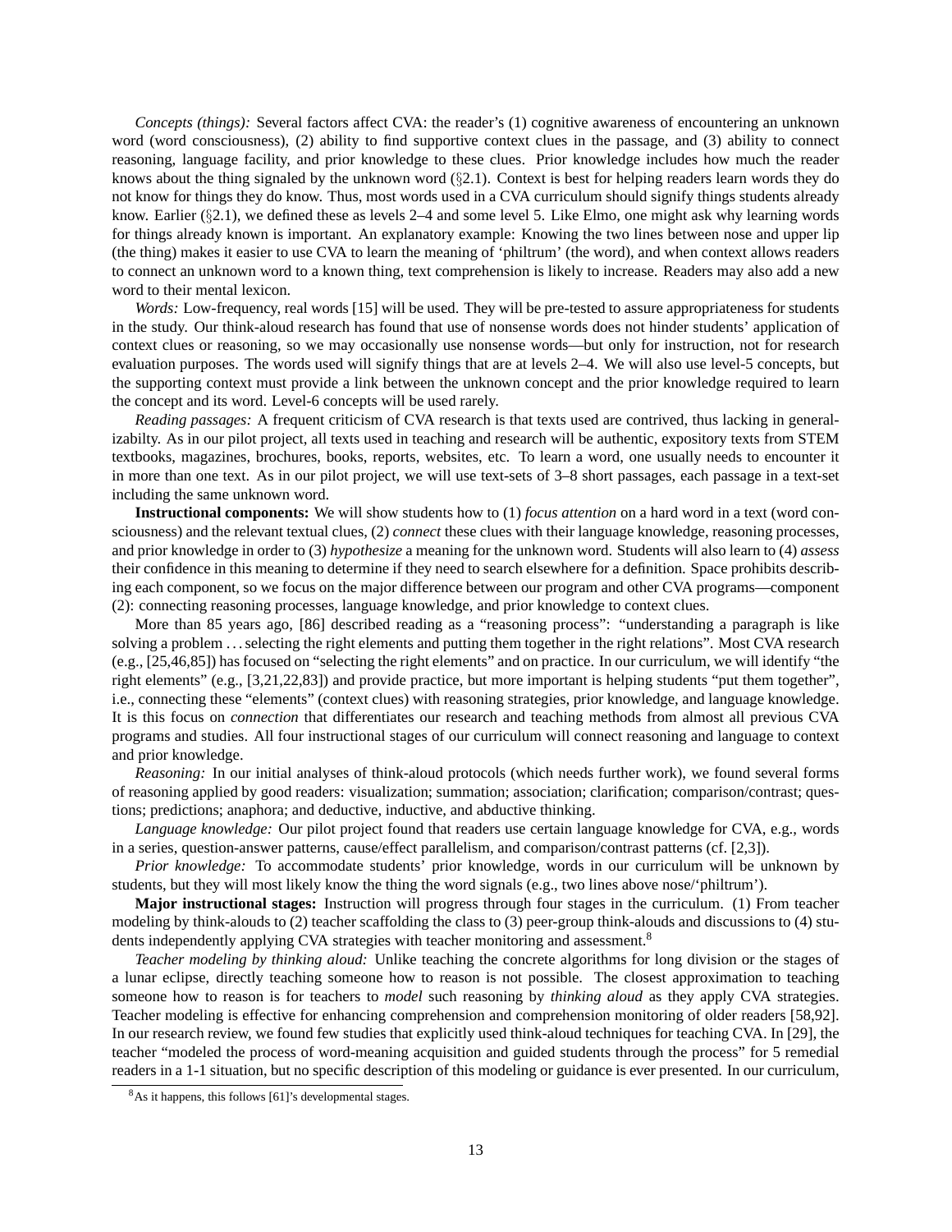*Concepts (things):* Several factors affect CVA: the reader's (1) cognitive awareness of encountering an unknown word (word consciousness), (2) ability to find supportive context clues in the passage, and (3) ability to connect reasoning, language facility, and prior knowledge to these clues. Prior knowledge includes how much the reader knows about the thing signaled by the unknown word (§2.1). Context is best for helping readers learn words they do not know for things they do know. Thus, most words used in a CVA curriculum should signify things students already know. Earlier (§2.1), we defined these as levels 2–4 and some level 5. Like Elmo, one might ask why learning words for things already known is important. An explanatory example: Knowing the two lines between nose and upper lip (the thing) makes it easier to use CVA to learn the meaning of 'philtrum' (the word), and when context allows readers to connect an unknown word to a known thing, text comprehension is likely to increase. Readers may also add a new word to their mental lexicon.

*Words:* Low-frequency, real words [15] will be used. They will be pre-tested to assure appropriateness for students in the study. Our think-aloud research has found that use of nonsense words does not hinder students' application of context clues or reasoning, so we may occasionally use nonsense words—but only for instruction, not for research evaluation purposes. The words used will signify things that are at levels 2–4. We will also use level-5 concepts, but the supporting context must provide a link between the unknown concept and the prior knowledge required to learn the concept and its word. Level-6 concepts will be used rarely.

*Reading passages:* A frequent criticism of CVA research is that texts used are contrived, thus lacking in generalizabilty. As in our pilot project, all texts used in teaching and research will be authentic, expository texts from STEM textbooks, magazines, brochures, books, reports, websites, etc. To learn a word, one usually needs to encounter it in more than one text. As in our pilot project, we will use text-sets of 3–8 short passages, each passage in a text-set including the same unknown word.

**Instructional components:** We will show students how to (1) *focus attention* on a hard word in a text (word consciousness) and the relevant textual clues, (2) *connect* these clues with their language knowledge, reasoning processes, and prior knowledge in order to (3) *hypothesize* a meaning for the unknown word. Students will also learn to (4) *assess* their confidence in this meaning to determine if they need to search elsewhere for a definition. Space prohibits describing each component, so we focus on the major difference between our program and other CVA programs—component (2): connecting reasoning processes, language knowledge, and prior knowledge to context clues.

More than 85 years ago, [86] described reading as a "reasoning process": "understanding a paragraph is like solving a problem ... selecting the right elements and putting them together in the right relations". Most CVA research (e.g., [25,46,85]) has focused on "selecting the right elements" and on practice. In our curriculum, we will identify "the right elements" (e.g., [3,21,22,83]) and provide practice, but more important is helping students "put them together", i.e., connecting these "elements" (context clues) with reasoning strategies, prior knowledge, and language knowledge. It is this focus on *connection* that differentiates our research and teaching methods from almost all previous CVA programs and studies. All four instructional stages of our curriculum will connect reasoning and language to context and prior knowledge.

*Reasoning:* In our initial analyses of think-aloud protocols (which needs further work), we found several forms of reasoning applied by good readers: visualization; summation; association; clarification; comparison/contrast; questions; predictions; anaphora; and deductive, inductive, and abductive thinking.

*Language knowledge:* Our pilot project found that readers use certain language knowledge for CVA, e.g., words in a series, question-answer patterns, cause/effect parallelism, and comparison/contrast patterns (cf. [2,3]).

*Prior knowledge:* To accommodate students' prior knowledge, words in our curriculum will be unknown by students, but they will most likely know the thing the word signals (e.g., two lines above nose/'philtrum').

**Major instructional stages:** Instruction will progress through four stages in the curriculum. (1) From teacher modeling by think-alouds to (2) teacher scaffolding the class to (3) peer-group think-alouds and discussions to (4) students independently applying CVA strategies with teacher monitoring and assessment.[8]

*Teacher modeling by thinking aloud:* Unlike teaching the concrete algorithms for long division or the stages of a lunar eclipse, directly teaching someone how to reason is not possible. The closest approximation to teaching someone how to reason is for teachers to *model* such reasoning by *thinking aloud* as they apply CVA strategies. Teacher modeling is effective for enhancing comprehension and comprehension monitoring of older readers [58,92]. In our research review, we found few studies that explicitly used think-aloud techniques for teaching CVA. In [29], the teacher "modeled the process of word-meaning acquisition and guided students through the process" for 5 remedial readers in a 1-1 situation, but no specific description of this modeling or guidance is ever presented. In our curriculum,

[8] As it happens, this follows [61]'s developmental stages.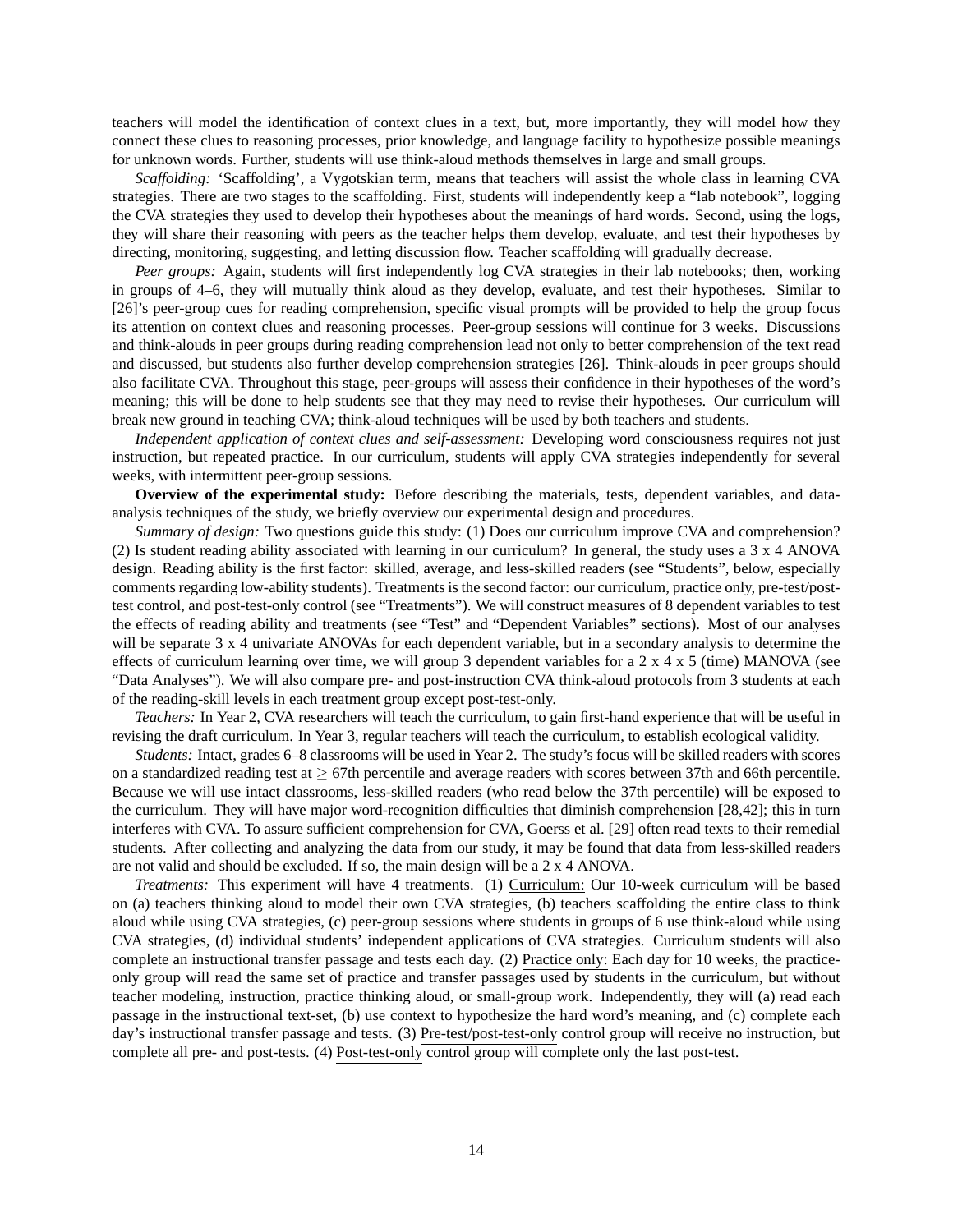teachers will model the identification of context clues in a text, but, more importantly, they will model how they connect these clues to reasoning processes, prior knowledge, and language facility to hypothesize possible meanings for unknown words. Further, students will use think-aloud methods themselves in large and small groups.

*Scaffolding:* 'Scaffolding', a Vygotskian term, means that teachers will assist the whole class in learning CVA strategies. There are two stages to the scaffolding. First, students will independently keep a "lab notebook", logging the CVA strategies they used to develop their hypotheses about the meanings of hard words. Second, using the logs, they will share their reasoning with peers as the teacher helps them develop, evaluate, and test their hypotheses by directing, monitoring, suggesting, and letting discussion flow. Teacher scaffolding will gradually decrease.

*Peer groups:* Again, students will first independently log CVA strategies in their lab notebooks; then, working in groups of 4–6, they will mutually think aloud as they develop, evaluate, and test their hypotheses. Similar to [26]'s peer-group cues for reading comprehension, specific visual prompts will be provided to help the group focus its attention on context clues and reasoning processes. Peer-group sessions will continue for 3 weeks. Discussions and think-alouds in peer groups during reading comprehension lead not only to better comprehension of the text read and discussed, but students also further develop comprehension strategies [26]. Think-alouds in peer groups should also facilitate CVA. Throughout this stage, peer-groups will assess their confidence in their hypotheses of the word's meaning; this will be done to help students see that they may need to revise their hypotheses. Our curriculum will break new ground in teaching CVA; think-aloud techniques will be used by both teachers and students.

*Independent application of context clues and self-assessment:* Developing word consciousness requires not just instruction, but repeated practice. In our curriculum, students will apply CVA strategies independently for several weeks, with intermittent peer-group sessions.

**Overview of the experimental study:** Before describing the materials, tests, dependent variables, and data-analysis techniques of the study, we briefly overview our experimental design and procedures.

*Summary of design:* Two questions guide this study: (1) Does our curriculum improve CVA and comprehension? (2) Is student reading ability associated with learning in our curriculum? In general, the study uses a 3 x 4 ANOVA design. Reading ability is the first factor: skilled, average, and less-skilled readers (see "Students", below, especially comments regarding low-ability students). Treatments is the second factor: our curriculum, practice only, pre-test/post-test control, and post-test-only control (see "Treatments"). We will construct measures of 8 dependent variables to test the effects of reading ability and treatments (see "Test" and "Dependent Variables" sections). Most of our analyses will be separate 3 x 4 univariate ANOVAs for each dependent variable, but in a secondary analysis to determine the effects of curriculum learning over time, we will group 3 dependent variables for a 2 x 4 x 5 (time) MANOVA (see "Data Analyses"). We will also compare pre- and post-instruction CVA think-aloud protocols from 3 students at each of the reading-skill levels in each treatment group except post-test-only.

*Teachers:* In Year 2, CVA researchers will teach the curriculum, to gain first-hand experience that will be useful in revising the draft curriculum. In Year 3, regular teachers will teach the curriculum, to establish ecological validity.

*Students:* Intact, grades 6–8 classrooms will be used in Year 2. The study's focus will be skilled readers with scores on a standardized reading test at $\geq$ 67th percentile and average readers with scores between 37th and 66th percentile. Because we will use intact classrooms, less-skilled readers (who read below the 37th percentile) will be exposed to the curriculum. They will have major word-recognition difficulties that diminish comprehension [28,42]; this in turn interferes with CVA. To assure sufficient comprehension for CVA, Goerss et al. [29] often read texts to their remedial students. After collecting and analyzing the data from our study, it may be found that data from less-skilled readers are not valid and should be excluded. If so, the main design will be a 2 x 4 ANOVA.

*Treatments:* This experiment will have 4 treatments. (1) <u>Curriculum:</u> Our 10-week curriculum will be based on (a) teachers thinking aloud to model their own CVA strategies, (b) teachers scaffolding the entire class to think aloud while using CVA strategies, (c) peer-group sessions where students in groups of 6 use think-aloud while using CVA strategies, (d) individual students' independent applications of CVA strategies. Curriculum students will also complete an instructional transfer passage and tests each day. (2) <u>Practice only:</u> Each day for 10 weeks, the practice-only group will read the same set of practice and transfer passages used by students in the curriculum, but without teacher modeling, instruction, practice thinking aloud, or small-group work. Independently, they will (a) read each passage in the instructional text-set, (b) use context to hypothesize the hard word's meaning, and (c) complete each day's instructional transfer passage and tests. (3) <u>Pre-test/post-test-only</u> control group will receive no instruction, but complete all pre- and post-tests. (4) <u>Post-test-only</u> control group will complete only the last post-test.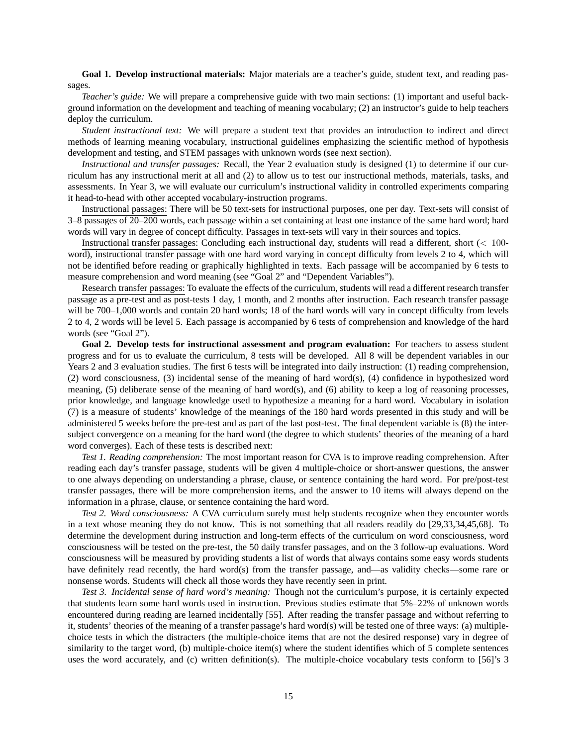**Goal 1. Develop instructional materials:** Major materials are a teacher's guide, student text, and reading passages.

*Teacher's guide:* We will prepare a comprehensive guide with two main sections: (1) important and useful background information on the development and teaching of meaning vocabulary; (2) an instructor's guide to help teachers deploy the curriculum.

*Student instructional text:* We will prepare a student text that provides an introduction to indirect and direct methods of learning meaning vocabulary, instructional guidelines emphasizing the scientific method of hypothesis development and testing, and STEM passages with unknown words (see next section).

*Instructional and transfer passages:* Recall, the Year 2 evaluation study is designed (1) to determine if our curriculum has any instructional merit at all and (2) to allow us to test our instructional methods, materials, tasks, and assessments. In Year 3, we will evaluate our curriculum's instructional validity in controlled experiments comparing it head-to-head with other accepted vocabulary-instruction programs.

Instructional passages: There will be 50 text-sets for instructional purposes, one per day. Text-sets will consist of 3–8 passages of 20–200 words, each passage within a set containing at least one instance of the same hard word; hard words will vary in degree of concept difficulty. Passages in text-sets will vary in their sources and topics.

Instructional transfer passages: Concluding each instructional day, students will read a different, short ($< 100$-word), instructional transfer passage with one hard word varying in concept difficulty from levels 2 to 4, which will not be identified before reading or graphically highlighted in texts. Each passage will be accompanied by 6 tests to measure comprehension and word meaning (see "Goal 2" and "Dependent Variables").

Research transfer passages: To evaluate the effects of the curriculum, students will read a different research transfer passage as a pre-test and as post-tests 1 day, 1 month, and 2 months after instruction. Each research transfer passage will be 700–1,000 words and contain 20 hard words; 18 of the hard words will vary in concept difficulty from levels 2 to 4, 2 words will be level 5. Each passage is accompanied by 6 tests of comprehension and knowledge of the hard words (see "Goal 2").

**Goal 2. Develop tests for instructional assessment and program evaluation:** For teachers to assess student progress and for us to evaluate the curriculum, 8 tests will be developed. All 8 will be dependent variables in our Years 2 and 3 evaluation studies. The first 6 tests will be integrated into daily instruction: (1) reading comprehension, (2) word consciousness, (3) incidental sense of the meaning of hard word(s), (4) confidence in hypothesized word meaning, (5) deliberate sense of the meaning of hard word(s), and (6) ability to keep a log of reasoning processes, prior knowledge, and language knowledge used to hypothesize a meaning for a hard word. Vocabulary in isolation (7) is a measure of students' knowledge of the meanings of the 180 hard words presented in this study and will be administered 5 weeks before the pre-test and as part of the last post-test. The final dependent variable is (8) the inter-subject convergence on a meaning for the hard word (the degree to which students' theories of the meaning of a hard word converges). Each of these tests is described next:

*Test 1. Reading comprehension:* The most important reason for CVA is to improve reading comprehension. After reading each day's transfer passage, students will be given 4 multiple-choice or short-answer questions, the answer to one always depending on understanding a phrase, clause, or sentence containing the hard word. For pre/post-test transfer passages, there will be more comprehension items, and the answer to 10 items will always depend on the information in a phrase, clause, or sentence containing the hard word.

*Test 2. Word consciousness:* A CVA curriculum surely must help students recognize when they encounter words in a text whose meaning they do not know. This is not something that all readers readily do [29,33,34,45,68]. To determine the development during instruction and long-term effects of the curriculum on word consciousness, word consciousness will be tested on the pre-test, the 50 daily transfer passages, and on the 3 follow-up evaluations. Word consciousness will be measured by providing students a list of words that always contains some easy words students have definitely read recently, the hard word(s) from the transfer passage, and—as validity checks—some rare or nonsense words. Students will check all those words they have recently seen in print.

*Test 3. Incidental sense of hard word's meaning:* Though not the curriculum's purpose, it is certainly expected that students learn some hard words used in instruction. Previous studies estimate that 5%–22% of unknown words encountered during reading are learned incidentally [55]. After reading the transfer passage and without referring to it, students' theories of the meaning of a transfer passage's hard word(s) will be tested one of three ways: (a) multiple-choice tests in which the distracters (the multiple-choice items that are not the desired response) vary in degree of similarity to the target word, (b) multiple-choice item(s) where the student identifies which of 5 complete sentences uses the word accurately, and (c) written definition(s). The multiple-choice vocabulary tests conform to [56]'s 3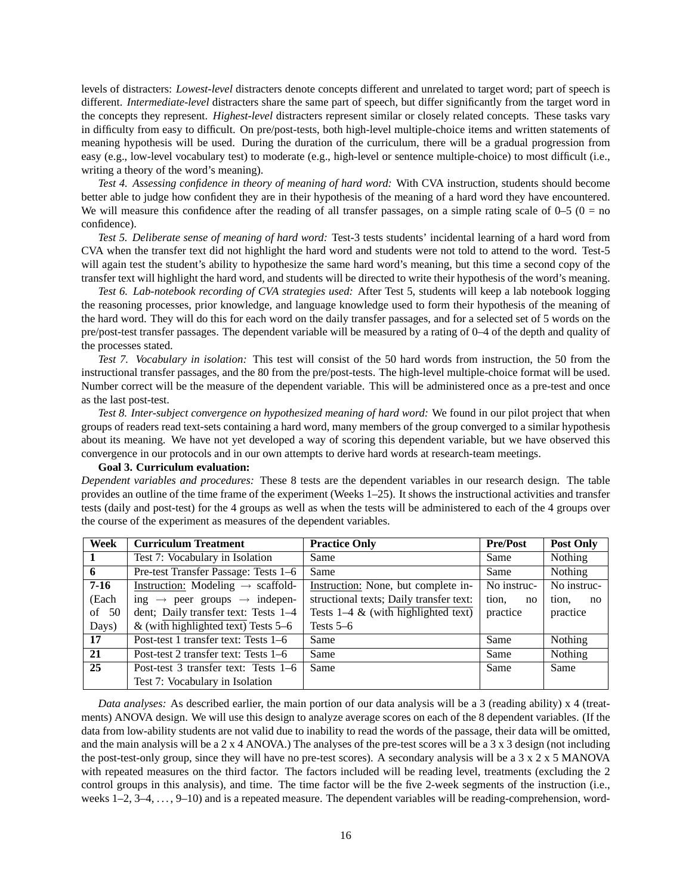levels of distracters: *Lowest-level* distracters denote concepts different and unrelated to target word; part of speech is different. *Intermediate-level* distracters share the same part of speech, but differ significantly from the target word in the concepts they represent. *Highest-level* distracters represent similar or closely related concepts. These tasks vary in difficulty from easy to difficult. On pre/post-tests, both high-level multiple-choice items and written statements of meaning hypothesis will be used. During the duration of the curriculum, there will be a gradual progression from easy (e.g., low-level vocabulary test) to moderate (e.g., high-level or sentence multiple-choice) to most difficult (i.e., writing a theory of the word's meaning).

*Test 4. Assessing confidence in theory of meaning of hard word:* With CVA instruction, students should become better able to judge how confident they are in their hypothesis of the meaning of a hard word they have encountered. We will measure this confidence after the reading of all transfer passages, on a simple rating scale of 0–5 (0 = no confidence).

*Test 5. Deliberate sense of meaning of hard word:* Test-3 tests students' incidental learning of a hard word from CVA when the transfer text did not highlight the hard word and students were not told to attend to the word. Test-5 will again test the student's ability to hypothesize the same hard word's meaning, but this time a second copy of the transfer text will highlight the hard word, and students will be directed to write their hypothesis of the word's meaning.

*Test 6. Lab-notebook recording of CVA strategies used:* After Test 5, students will keep a lab notebook logging the reasoning processes, prior knowledge, and language knowledge used to form their hypothesis of the meaning of the hard word. They will do this for each word on the daily transfer passages, and for a selected set of 5 words on the pre/post-test transfer passages. The dependent variable will be measured by a rating of 0–4 of the depth and quality of the processes stated.

*Test 7. Vocabulary in isolation:* This test will consist of the 50 hard words from instruction, the 50 from the instructional transfer passages, and the 80 from the pre/post-tests. The high-level multiple-choice format will be used. Number correct will be the measure of the dependent variable. This will be administered once as a pre-test and once as the last post-test.

*Test 8. Inter-subject convergence on hypothesized meaning of hard word:* We found in our pilot project that when groups of readers read text-sets containing a hard word, many members of the group converged to a similar hypothesis about its meaning. We have not yet developed a way of scoring this dependent variable, but we have observed this convergence in our protocols and in our own attempts to derive hard words at research-team meetings.

**Goal 3. Curriculum evaluation:**

*Dependent variables and procedures:* These 8 tests are the dependent variables in our research design. The table provides an outline of the time frame of the experiment (Weeks 1–25). It shows the instructional activities and transfer tests (daily and post-test) for the 4 groups as well as when the tests will be administered to each of the 4 groups over the course of the experiment as measures of the dependent variables.

| Week | Curriculum Treatment | Practice Only | Pre/Post | Post Only |
|---|---|---|---|---|
| **1** | Test 7: Vocabulary in Isolation | Same | Same | Nothing |
| **6** | Pre-test Transfer Passage: Tests 1–6 | Same | Same | Nothing |
| **7-16** (Each of 50 Days) | Instruction: Modeling → scaffolding → peer groups → independent; Daily transfer text: Tests 1–4 & (with highlighted text) Tests 5–6 | Instruction: None, but complete instructional texts; Daily transfer text: Tests 1–4 & (with highlighted text) Tests 5–6 | No instruction, no practice | No instruction, no practice |
| **17** | Post-test 1 transfer text: Tests 1–6 | Same | Same | Nothing |
| **21** | Post-test 2 transfer text: Tests 1–6 | Same | Same | Nothing |
| **25** | Post-test 3 transfer text: Tests 1–6 Test 7: Vocabulary in Isolation | Same | Same | Same |

*Data analyses:* As described earlier, the main portion of our data analysis will be a 3 (reading ability) x 4 (treatments) ANOVA design. We will use this design to analyze average scores on each of the 8 dependent variables. (If the data from low-ability students are not valid due to inability to read the words of the passage, their data will be omitted, and the main analysis will be a 2 x 4 ANOVA.) The analyses of the pre-test scores will be a 3 x 3 design (not including the post-test-only group, since they will have no pre-test scores). A secondary analysis will be a 3 x 2 x 5 MANOVA with repeated measures on the third factor. The factors included will be reading level, treatments (excluding the 2 control groups in this analysis), and time. The time factor will be the five 2-week segments of the instruction (i.e., weeks 1–2, 3–4, . . . , 9–10) and is a repeated measure. The dependent variables will be reading-comprehension, word-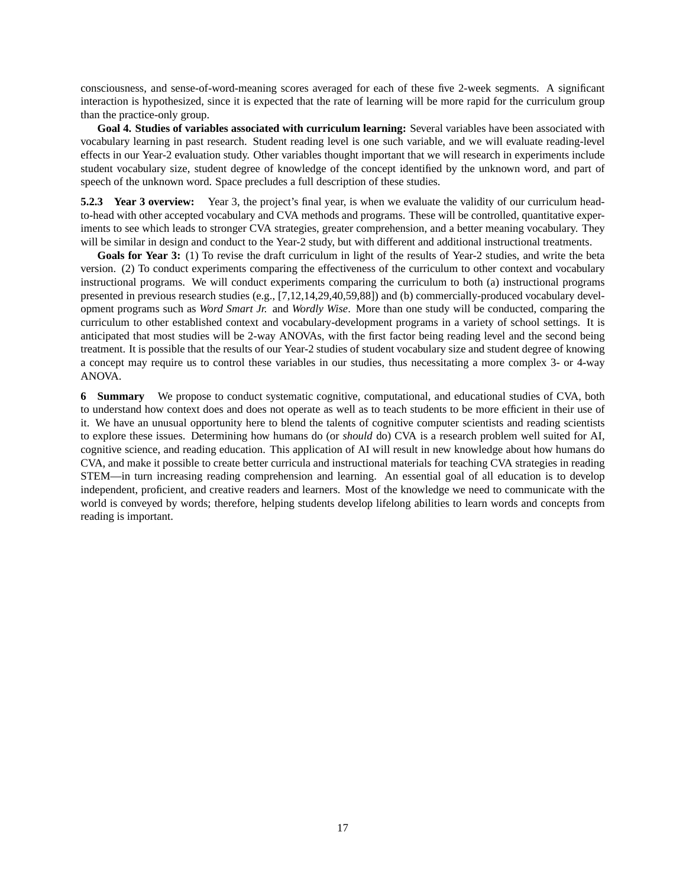consciousness, and sense-of-word-meaning scores averaged for each of these five 2-week segments. A significant interaction is hypothesized, since it is expected that the rate of learning will be more rapid for the curriculum group than the practice-only group.

**Goal 4. Studies of variables associated with curriculum learning:** Several variables have been associated with vocabulary learning in past research. Student reading level is one such variable, and we will evaluate reading-level effects in our Year-2 evaluation study. Other variables thought important that we will research in experiments include student vocabulary size, student degree of knowledge of the concept identified by the unknown word, and part of speech of the unknown word. Space precludes a full description of these studies.

**5.2.3 Year 3 overview:** Year 3, the project's final year, is when we evaluate the validity of our curriculum head-to-head with other accepted vocabulary and CVA methods and programs. These will be controlled, quantitative experiments to see which leads to stronger CVA strategies, greater comprehension, and a better meaning vocabulary. They will be similar in design and conduct to the Year-2 study, but with different and additional instructional treatments.

**Goals for Year 3:** (1) To revise the draft curriculum in light of the results of Year-2 studies, and write the beta version. (2) To conduct experiments comparing the effectiveness of the curriculum to other context and vocabulary instructional programs. We will conduct experiments comparing the curriculum to both (a) instructional programs presented in previous research studies (e.g., [7,12,14,29,40,59,88]) and (b) commercially-produced vocabulary development programs such as *Word Smart Jr.* and *Wordly Wise*. More than one study will be conducted, comparing the curriculum to other established context and vocabulary-development programs in a variety of school settings. It is anticipated that most studies will be 2-way ANOVAs, with the first factor being reading level and the second being treatment. It is possible that the results of our Year-2 studies of student vocabulary size and student degree of knowing a concept may require us to control these variables in our studies, thus necessitating a more complex 3- or 4-way ANOVA.

**6 Summary** We propose to conduct systematic cognitive, computational, and educational studies of CVA, both to understand how context does and does not operate as well as to teach students to be more efficient in their use of it. We have an unusual opportunity here to blend the talents of cognitive computer scientists and reading scientists to explore these issues. Determining how humans do (or *should* do) CVA is a research problem well suited for AI, cognitive science, and reading education. This application of AI will result in new knowledge about how humans do CVA, and make it possible to create better curricula and instructional materials for teaching CVA strategies in reading STEM—in turn increasing reading comprehension and learning. An essential goal of all education is to develop independent, proficient, and creative readers and learners. Most of the knowledge we need to communicate with the world is conveyed by words; therefore, helping students develop lifelong abilities to learn words and concepts from reading is important.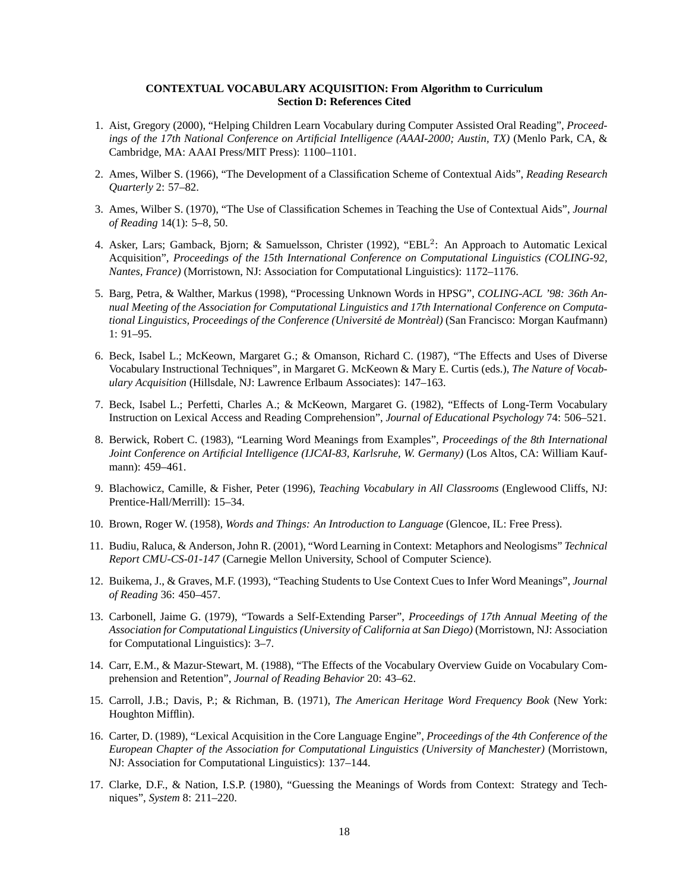**CONTEXTUAL VOCABULARY ACQUISITION: From Algorithm to Curriculum**
**Section D: References Cited**

1. Aist, Gregory (2000), "Helping Children Learn Vocabulary during Computer Assisted Oral Reading", *Proceedings of the 17th National Conference on Artificial Intelligence (AAAI-2000; Austin, TX)* (Menlo Park, CA, & Cambridge, MA: AAAI Press/MIT Press): 1100–1101.

2. Ames, Wilber S. (1966), "The Development of a Classification Scheme of Contextual Aids", *Reading Research Quarterly* 2: 57–82.

3. Ames, Wilber S. (1970), "The Use of Classification Schemes in Teaching the Use of Contextual Aids", *Journal of Reading* 14(1): 5–8, 50.

4. Asker, Lars; Gamback, Bjorn; & Samuelsson, Christer (1992), "EBL$^2$: An Approach to Automatic Lexical Acquisition", *Proceedings of the 15th International Conference on Computational Linguistics (COLING-92, Nantes, France)* (Morristown, NJ: Association for Computational Linguistics): 1172–1176.

5. Barg, Petra, & Walther, Markus (1998), "Processing Unknown Words in HPSG", *COLING-ACL '98: 36th Annual Meeting of the Association for Computational Linguistics and 17th International Conference on Computational Linguistics, Proceedings of the Conference (Université de Montrèal)* (San Francisco: Morgan Kaufmann) 1: 91–95.

6. Beck, Isabel L.; McKeown, Margaret G.; & Omanson, Richard C. (1987), "The Effects and Uses of Diverse Vocabulary Instructional Techniques", in Margaret G. McKeown & Mary E. Curtis (eds.), *The Nature of Vocabulary Acquisition* (Hillsdale, NJ: Lawrence Erlbaum Associates): 147–163.

7. Beck, Isabel L.; Perfetti, Charles A.; & McKeown, Margaret G. (1982), "Effects of Long-Term Vocabulary Instruction on Lexical Access and Reading Comprehension", *Journal of Educational Psychology* 74: 506–521.

8. Berwick, Robert C. (1983), "Learning Word Meanings from Examples", *Proceedings of the 8th International Joint Conference on Artificial Intelligence (IJCAI-83, Karlsruhe, W. Germany)* (Los Altos, CA: William Kaufmann): 459–461.

9. Blachowicz, Camille, & Fisher, Peter (1996), *Teaching Vocabulary in All Classrooms* (Englewood Cliffs, NJ: Prentice-Hall/Merrill): 15–34.

10. Brown, Roger W. (1958), *Words and Things: An Introduction to Language* (Glencoe, IL: Free Press).

11. Budiu, Raluca, & Anderson, John R. (2001), "Word Learning in Context: Metaphors and Neologisms" *Technical Report CMU-CS-01-147* (Carnegie Mellon University, School of Computer Science).

12. Buikema, J., & Graves, M.F. (1993), "Teaching Students to Use Context Cues to Infer Word Meanings", *Journal of Reading* 36: 450–457.

13. Carbonell, Jaime G. (1979), "Towards a Self-Extending Parser", *Proceedings of 17th Annual Meeting of the Association for Computational Linguistics (University of California at San Diego)* (Morristown, NJ: Association for Computational Linguistics): 3–7.

14. Carr, E.M., & Mazur-Stewart, M. (1988), "The Effects of the Vocabulary Overview Guide on Vocabulary Comprehension and Retention", *Journal of Reading Behavior* 20: 43–62.

15. Carroll, J.B.; Davis, P.; & Richman, B. (1971), *The American Heritage Word Frequency Book* (New York: Houghton Mifflin).

16. Carter, D. (1989), "Lexical Acquisition in the Core Language Engine", *Proceedings of the 4th Conference of the European Chapter of the Association for Computational Linguistics (University of Manchester)* (Morristown, NJ: Association for Computational Linguistics): 137–144.

17. Clarke, D.F., & Nation, I.S.P. (1980), "Guessing the Meanings of Words from Context: Strategy and Techniques", *System* 8: 211–220.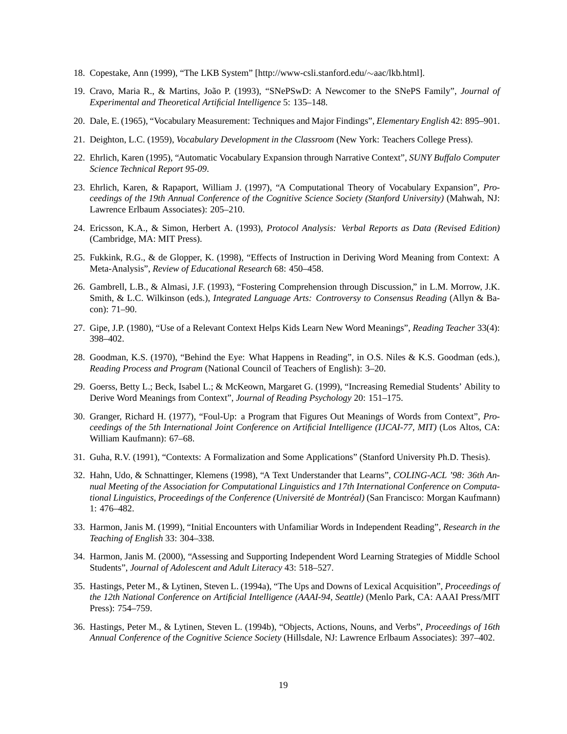18. Copestake, Ann (1999), "The LKB System" [http://www-csli.stanford.edu/∼aac/lkb.html].

19. Cravo, Maria R., & Martins, João P. (1993), "SNePSwD: A Newcomer to the SNePS Family", *Journal of Experimental and Theoretical Artificial Intelligence* 5: 135–148.

20. Dale, E. (1965), "Vocabulary Measurement: Techniques and Major Findings", *Elementary English* 42: 895–901.

21. Deighton, L.C. (1959), *Vocabulary Development in the Classroom* (New York: Teachers College Press).

22. Ehrlich, Karen (1995), "Automatic Vocabulary Expansion through Narrative Context", *SUNY Buffalo Computer Science Technical Report 95-09*.

23. Ehrlich, Karen, & Rapaport, William J. (1997), "A Computational Theory of Vocabulary Expansion", *Proceedings of the 19th Annual Conference of the Cognitive Science Society (Stanford University)* (Mahwah, NJ: Lawrence Erlbaum Associates): 205–210.

24. Ericsson, K.A., & Simon, Herbert A. (1993), *Protocol Analysis: Verbal Reports as Data (Revised Edition)* (Cambridge, MA: MIT Press).

25. Fukkink, R.G., & de Glopper, K. (1998), "Effects of Instruction in Deriving Word Meaning from Context: A Meta-Analysis", *Review of Educational Research* 68: 450–458.

26. Gambrell, L.B., & Almasi, J.F. (1993), "Fostering Comprehension through Discussion," in L.M. Morrow, J.K. Smith, & L.C. Wilkinson (eds.), *Integrated Language Arts: Controversy to Consensus Reading* (Allyn & Bacon): 71–90.

27. Gipe, J.P. (1980), "Use of a Relevant Context Helps Kids Learn New Word Meanings", *Reading Teacher* 33(4): 398–402.

28. Goodman, K.S. (1970), "Behind the Eye: What Happens in Reading", in O.S. Niles & K.S. Goodman (eds.), *Reading Process and Program* (National Council of Teachers of English): 3–20.

29. Goerss, Betty L.; Beck, Isabel L.; & McKeown, Margaret G. (1999), "Increasing Remedial Students' Ability to Derive Word Meanings from Context", *Journal of Reading Psychology* 20: 151–175.

30. Granger, Richard H. (1977), "Foul-Up: a Program that Figures Out Meanings of Words from Context", *Proceedings of the 5th International Joint Conference on Artificial Intelligence (IJCAI-77, MIT)* (Los Altos, CA: William Kaufmann): 67–68.

31. Guha, R.V. (1991), "Contexts: A Formalization and Some Applications" (Stanford University Ph.D. Thesis).

32. Hahn, Udo, & Schnattinger, Klemens (1998), "A Text Understander that Learns", *COLING-ACL '98: 36th Annual Meeting of the Association for Computational Linguistics and 17th International Conference on Computational Linguistics, Proceedings of the Conference (Université de Montréal)* (San Francisco: Morgan Kaufmann) 1: 476–482.

33. Harmon, Janis M. (1999), "Initial Encounters with Unfamiliar Words in Independent Reading", *Research in the Teaching of English* 33: 304–338.

34. Harmon, Janis M. (2000), "Assessing and Supporting Independent Word Learning Strategies of Middle School Students", *Journal of Adolescent and Adult Literacy* 43: 518–527.

35. Hastings, Peter M., & Lytinen, Steven L. (1994a), "The Ups and Downs of Lexical Acquisition", *Proceedings of the 12th National Conference on Artificial Intelligence (AAAI-94, Seattle)* (Menlo Park, CA: AAAI Press/MIT Press): 754–759.

36. Hastings, Peter M., & Lytinen, Steven L. (1994b), "Objects, Actions, Nouns, and Verbs", *Proceedings of 16th Annual Conference of the Cognitive Science Society* (Hillsdale, NJ: Lawrence Erlbaum Associates): 397–402.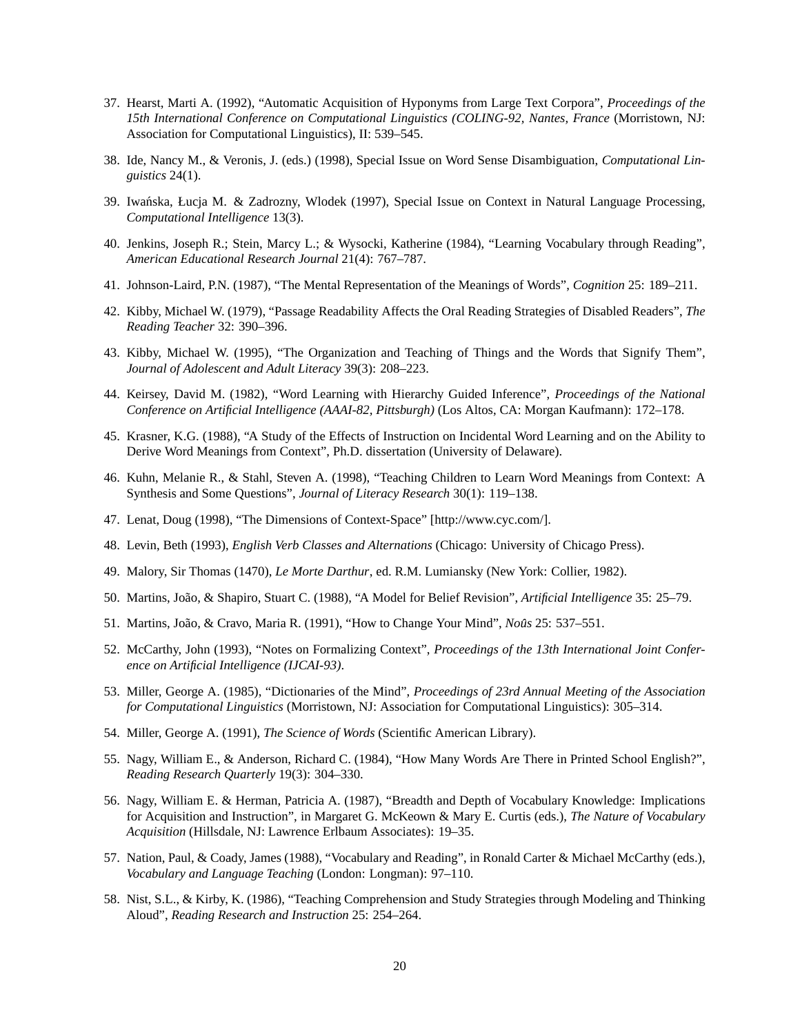37. Hearst, Marti A. (1992), “Automatic Acquisition of Hyponyms from Large Text Corpora”, *Proceedings of the 15th International Conference on Computational Linguistics (COLING-92, Nantes, France* (Morristown, NJ: Association for Computational Linguistics), II: 539–545.

38. Ide, Nancy M., & Veronis, J. (eds.) (1998), Special Issue on Word Sense Disambiguation, *Computational Linguistics* 24(1).

39. Iwańska, Łucja M. & Zadrozny, Wlodek (1997), Special Issue on Context in Natural Language Processing, *Computational Intelligence* 13(3).

40. Jenkins, Joseph R.; Stein, Marcy L.; & Wysocki, Katherine (1984), “Learning Vocabulary through Reading”, *American Educational Research Journal* 21(4): 767–787.

41. Johnson-Laird, P.N. (1987), “The Mental Representation of the Meanings of Words”, *Cognition* 25: 189–211.

42. Kibby, Michael W. (1979), “Passage Readability Affects the Oral Reading Strategies of Disabled Readers”, *The Reading Teacher* 32: 390–396.

43. Kibby, Michael W. (1995), “The Organization and Teaching of Things and the Words that Signify Them”, *Journal of Adolescent and Adult Literacy* 39(3): 208–223.

44. Keirsey, David M. (1982), “Word Learning with Hierarchy Guided Inference”, *Proceedings of the National Conference on Artificial Intelligence (AAAI-82, Pittsburgh)* (Los Altos, CA: Morgan Kaufmann): 172–178.

45. Krasner, K.G. (1988), “A Study of the Effects of Instruction on Incidental Word Learning and on the Ability to Derive Word Meanings from Context”, Ph.D. dissertation (University of Delaware).

46. Kuhn, Melanie R., & Stahl, Steven A. (1998), “Teaching Children to Learn Word Meanings from Context: A Synthesis and Some Questions”, *Journal of Literacy Research* 30(1): 119–138.

47. Lenat, Doug (1998), “The Dimensions of Context-Space” [http://www.cyc.com/].

48. Levin, Beth (1993), *English Verb Classes and Alternations* (Chicago: University of Chicago Press).

49. Malory, Sir Thomas (1470), *Le Morte Darthur*, ed. R.M. Lumiansky (New York: Collier, 1982).

50. Martins, João, & Shapiro, Stuart C. (1988), “A Model for Belief Revision”, *Artificial Intelligence* 35: 25–79.

51. Martins, João, & Cravo, Maria R. (1991), “How to Change Your Mind”, *Noûs* 25: 537–551.

52. McCarthy, John (1993), “Notes on Formalizing Context”, *Proceedings of the 13th International Joint Conference on Artificial Intelligence (IJCAI-93)*.

53. Miller, George A. (1985), “Dictionaries of the Mind”, *Proceedings of 23rd Annual Meeting of the Association for Computational Linguistics* (Morristown, NJ: Association for Computational Linguistics): 305–314.

54. Miller, George A. (1991), *The Science of Words* (Scientific American Library).

55. Nagy, William E., & Anderson, Richard C. (1984), “How Many Words Are There in Printed School English?”, *Reading Research Quarterly* 19(3): 304–330.

56. Nagy, William E. & Herman, Patricia A. (1987), “Breadth and Depth of Vocabulary Knowledge: Implications for Acquisition and Instruction”, in Margaret G. McKeown & Mary E. Curtis (eds.), *The Nature of Vocabulary Acquisition* (Hillsdale, NJ: Lawrence Erlbaum Associates): 19–35.

57. Nation, Paul, & Coady, James (1988), “Vocabulary and Reading”, in Ronald Carter & Michael McCarthy (eds.), *Vocabulary and Language Teaching* (London: Longman): 97–110.

58. Nist, S.L., & Kirby, K. (1986), “Teaching Comprehension and Study Strategies through Modeling and Thinking Aloud”, *Reading Research and Instruction* 25: 254–264.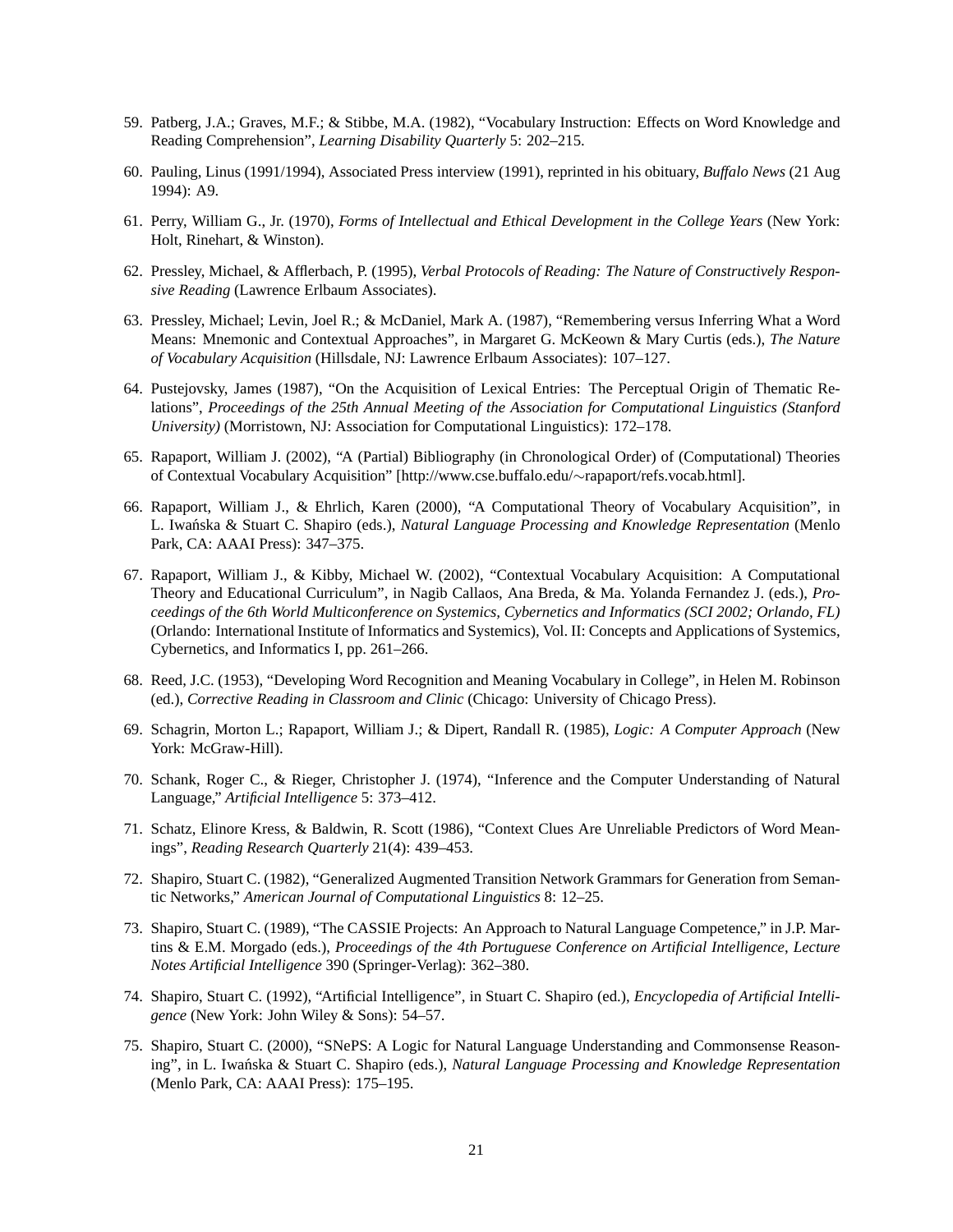59. Patberg, J.A.; Graves, M.F.; & Stibbe, M.A. (1982), "Vocabulary Instruction: Effects on Word Knowledge and Reading Comprehension", *Learning Disability Quarterly* 5: 202–215.

60. Pauling, Linus (1991/1994), Associated Press interview (1991), reprinted in his obituary, *Buffalo News* (21 Aug 1994): A9.

61. Perry, William G., Jr. (1970), *Forms of Intellectual and Ethical Development in the College Years* (New York: Holt, Rinehart, & Winston).

62. Pressley, Michael, & Afflerbach, P. (1995), *Verbal Protocols of Reading: The Nature of Constructively Responsive Reading* (Lawrence Erlbaum Associates).

63. Pressley, Michael; Levin, Joel R.; & McDaniel, Mark A. (1987), "Remembering versus Inferring What a Word Means: Mnemonic and Contextual Approaches", in Margaret G. McKeown & Mary Curtis (eds.), *The Nature of Vocabulary Acquisition* (Hillsdale, NJ: Lawrence Erlbaum Associates): 107–127.

64. Pustejovsky, James (1987), "On the Acquisition of Lexical Entries: The Perceptual Origin of Thematic Relations", *Proceedings of the 25th Annual Meeting of the Association for Computational Linguistics (Stanford University)* (Morristown, NJ: Association for Computational Linguistics): 172–178.

65. Rapaport, William J. (2002), "A (Partial) Bibliography (in Chronological Order) of (Computational) Theories of Contextual Vocabulary Acquisition" [http://www.cse.buffalo.edu/∼rapaport/refs.vocab.html].

66. Rapaport, William J., & Ehrlich, Karen (2000), "A Computational Theory of Vocabulary Acquisition", in L. Iwańska & Stuart C. Shapiro (eds.), *Natural Language Processing and Knowledge Representation* (Menlo Park, CA: AAAI Press): 347–375.

67. Rapaport, William J., & Kibby, Michael W. (2002), "Contextual Vocabulary Acquisition: A Computational Theory and Educational Curriculum", in Nagib Callaos, Ana Breda, & Ma. Yolanda Fernandez J. (eds.), *Proceedings of the 6th World Multiconference on Systemics, Cybernetics and Informatics (SCI 2002; Orlando, FL)* (Orlando: International Institute of Informatics and Systemics), Vol. II: Concepts and Applications of Systemics, Cybernetics, and Informatics I, pp. 261–266.

68. Reed, J.C. (1953), "Developing Word Recognition and Meaning Vocabulary in College", in Helen M. Robinson (ed.), *Corrective Reading in Classroom and Clinic* (Chicago: University of Chicago Press).

69. Schagrin, Morton L.; Rapaport, William J.; & Dipert, Randall R. (1985), *Logic: A Computer Approach* (New York: McGraw-Hill).

70. Schank, Roger C., & Rieger, Christopher J. (1974), "Inference and the Computer Understanding of Natural Language," *Artificial Intelligence* 5: 373–412.

71. Schatz, Elinore Kress, & Baldwin, R. Scott (1986), "Context Clues Are Unreliable Predictors of Word Meanings", *Reading Research Quarterly* 21(4): 439–453.

72. Shapiro, Stuart C. (1982), "Generalized Augmented Transition Network Grammars for Generation from Semantic Networks," *American Journal of Computational Linguistics* 8: 12–25.

73. Shapiro, Stuart C. (1989), "The CASSIE Projects: An Approach to Natural Language Competence," in J.P. Martins & E.M. Morgado (eds.), *Proceedings of the 4th Portuguese Conference on Artificial Intelligence*, *Lecture Notes Artificial Intelligence* 390 (Springer-Verlag): 362–380.

74. Shapiro, Stuart C. (1992), "Artificial Intelligence", in Stuart C. Shapiro (ed.), *Encyclopedia of Artificial Intelligence* (New York: John Wiley & Sons): 54–57.

75. Shapiro, Stuart C. (2000), "SNePS: A Logic for Natural Language Understanding and Commonsense Reasoning", in L. Iwańska & Stuart C. Shapiro (eds.), *Natural Language Processing and Knowledge Representation* (Menlo Park, CA: AAAI Press): 175–195.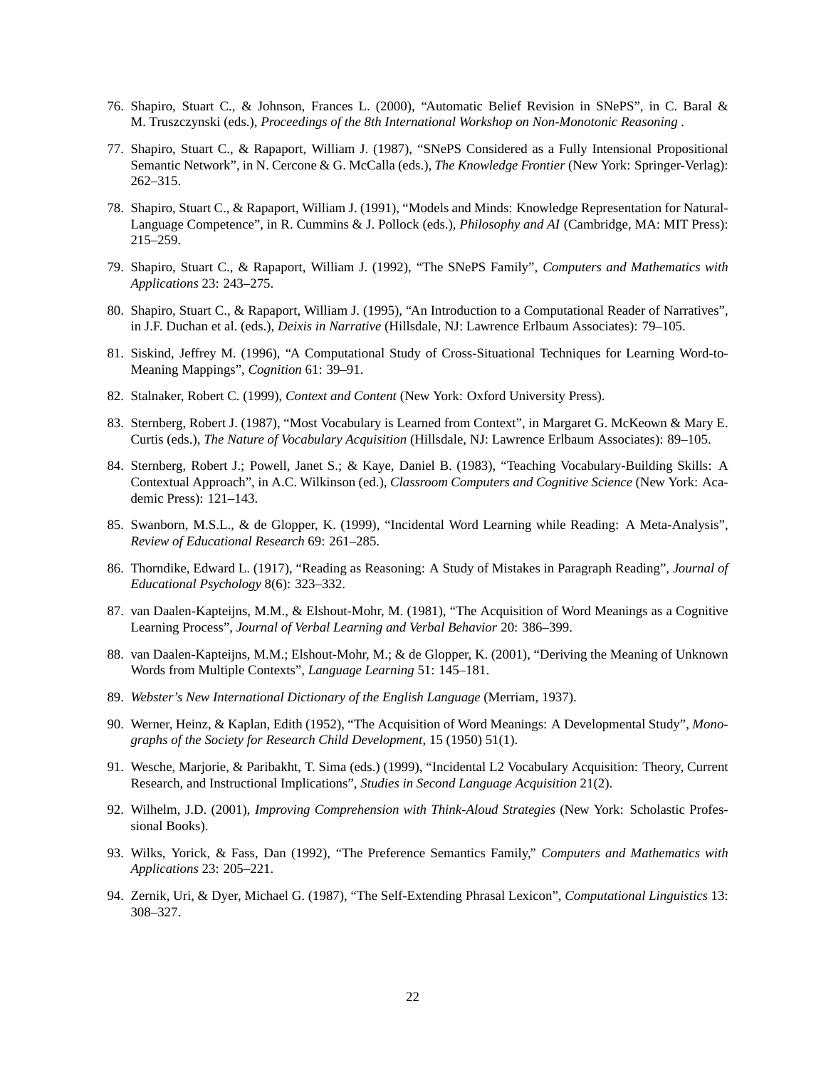76. Shapiro, Stuart C., & Johnson, Frances L. (2000), "Automatic Belief Revision in SNePS", in C. Baral & M. Truszczynski (eds.), *Proceedings of the 8th International Workshop on Non-Monotonic Reasoning* .

77. Shapiro, Stuart C., & Rapaport, William J. (1987), "SNePS Considered as a Fully Intensional Propositional Semantic Network", in N. Cercone & G. McCalla (eds.), *The Knowledge Frontier* (New York: Springer-Verlag): 262–315.

78. Shapiro, Stuart C., & Rapaport, William J. (1991), "Models and Minds: Knowledge Representation for Natural-Language Competence", in R. Cummins & J. Pollock (eds.), *Philosophy and AI* (Cambridge, MA: MIT Press): 215–259.

79. Shapiro, Stuart C., & Rapaport, William J. (1992), "The SNePS Family", *Computers and Mathematics with Applications* 23: 243–275.

80. Shapiro, Stuart C., & Rapaport, William J. (1995), "An Introduction to a Computational Reader of Narratives", in J.F. Duchan et al. (eds.), *Deixis in Narrative* (Hillsdale, NJ: Lawrence Erlbaum Associates): 79–105.

81. Siskind, Jeffrey M. (1996), "A Computational Study of Cross-Situational Techniques for Learning Word-to-Meaning Mappings", *Cognition* 61: 39–91.

82. Stalnaker, Robert C. (1999), *Context and Content* (New York: Oxford University Press).

83. Sternberg, Robert J. (1987), "Most Vocabulary is Learned from Context", in Margaret G. McKeown & Mary E. Curtis (eds.), *The Nature of Vocabulary Acquisition* (Hillsdale, NJ: Lawrence Erlbaum Associates): 89–105.

84. Sternberg, Robert J.; Powell, Janet S.; & Kaye, Daniel B. (1983), "Teaching Vocabulary-Building Skills: A Contextual Approach", in A.C. Wilkinson (ed.), *Classroom Computers and Cognitive Science* (New York: Academic Press): 121–143.

85. Swanborn, M.S.L., & de Glopper, K. (1999), "Incidental Word Learning while Reading: A Meta-Analysis", *Review of Educational Research* 69: 261–285.

86. Thorndike, Edward L. (1917), "Reading as Reasoning: A Study of Mistakes in Paragraph Reading", *Journal of Educational Psychology* 8(6): 323–332.

87. van Daalen-Kapteijns, M.M., & Elshout-Mohr, M. (1981), "The Acquisition of Word Meanings as a Cognitive Learning Process", *Journal of Verbal Learning and Verbal Behavior* 20: 386–399.

88. van Daalen-Kapteijns, M.M.; Elshout-Mohr, M.; & de Glopper, K. (2001), "Deriving the Meaning of Unknown Words from Multiple Contexts", *Language Learning* 51: 145–181.

89. *Webster's New International Dictionary of the English Language* (Merriam, 1937).

90. Werner, Heinz, & Kaplan, Edith (1952), "The Acquisition of Word Meanings: A Developmental Study", *Monographs of the Society for Research Child Development*, 15 (1950) 51(1).

91. Wesche, Marjorie, & Paribakht, T. Sima (eds.) (1999), "Incidental L2 Vocabulary Acquisition: Theory, Current Research, and Instructional Implications", *Studies in Second Language Acquisition* 21(2).

92. Wilhelm, J.D. (2001), *Improving Comprehension with Think-Aloud Strategies* (New York: Scholastic Professional Books).

93. Wilks, Yorick, & Fass, Dan (1992), "The Preference Semantics Family," *Computers and Mathematics with Applications* 23: 205–221.

94. Zernik, Uri, & Dyer, Michael G. (1987), "The Self-Extending Phrasal Lexicon", *Computational Linguistics* 13: 308–327.